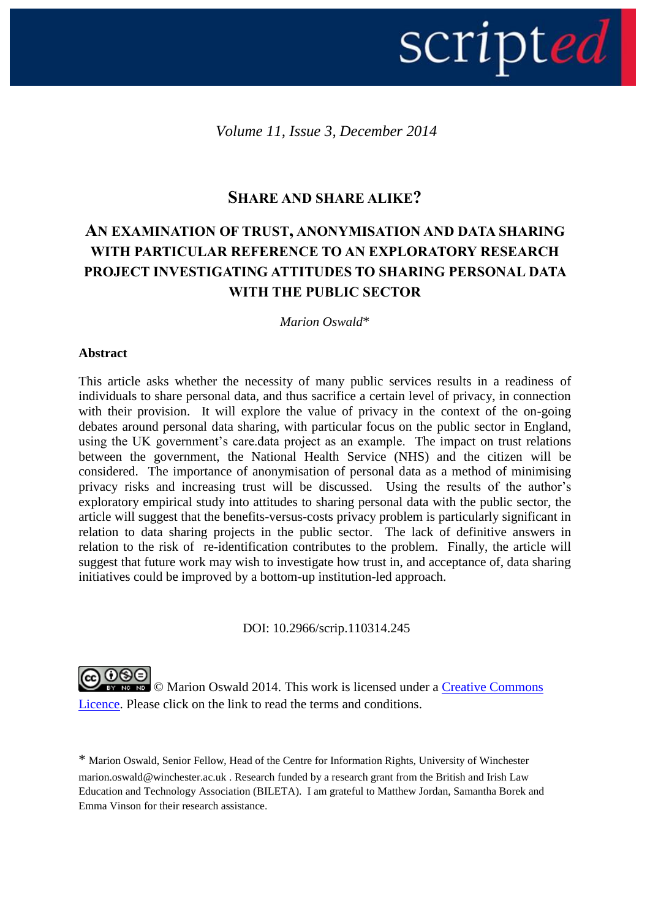*Volume 11, Issue 3, December 2014*

# SHARE AND SHARE ALIKE?

## AN EXAMINATION OF TRUST, ANONYMISATION AND DATA SHARING WITH PARTICULAR REFERENCE TO AN EXPLORATORY RESEARCH PROJECT INVESTIGATING ATTITUDES TO SHARING PERSONAL DATA WITH THE PUBLIC SECTOR

*Marion Oswald*\*

**Abstract**

This article asks whether the necessity of many public services results in a readiness of individuals to share personal data, and thus sacrifice a certain level of privacy, in connection with their provision. It will explore the value of privacy in the context of the on-going debates around personal data sharing, with particular focus on the public sector in England, using the UK government's care.data project as an example. The impact on trust relations between the government, the National Health Service (NHS) and the citizen will be considered. The importance of anonymisation of personal data as a method of minimising privacy risks and increasing trust will be discussed. Using the results of the author's exploratory empirical study into attitudes to sharing personal data with the public sector, the article will suggest that the benefits-versus-costs privacy problem is particularly significant in relation to data sharing projects in the public sector. The lack of definitive answers in relation to the risk of re-identification contributes to the problem. Finally, the article will suggest that future work may wish to investigate how trust in, and acceptance of, data sharing initiatives could be improved by a bottom-up institution-led approach.

DOI: 10.2966/scrip.110314.245

© Marion Oswald 2014. This work is licensed under a Creative Commons Licence. Please click on the link to read the terms and conditions.

\* Marion Oswald, Senior Fellow, Head of the Centre for Information Rights, University of Winchester marion.oswald@winchester.ac.uk . Research funded by a research grant from the British and Irish Law Education and Technology Association (BILETA). I am grateful to Matthew Jordan, Samantha Borek and Emma Vinson for their research assistance.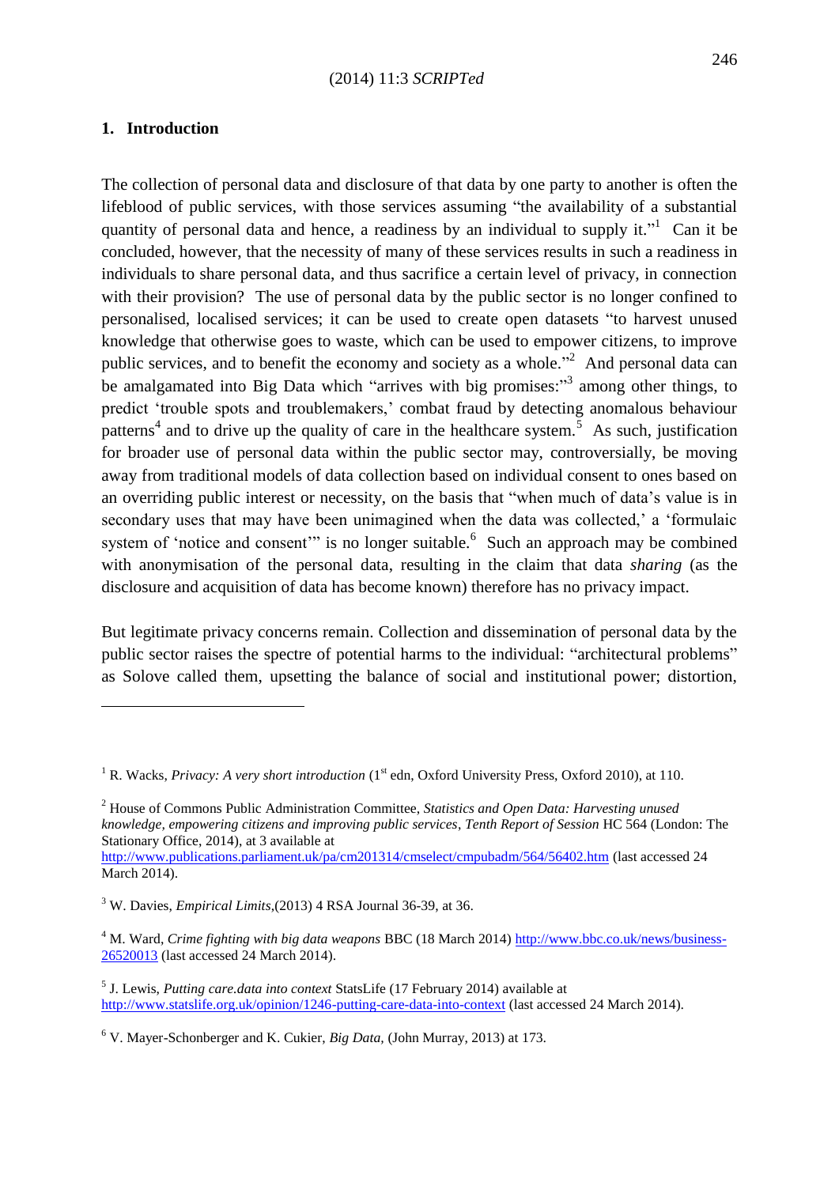## 1. Introduction

The collection of personal data and disclosure of that data by one party to another is often the lifeblood of public services, with those services assuming "the availability of a substantial quantity of personal data and hence, a readiness by an individual to supply it."[1] Can it be concluded, however, that the necessity of many of these services results in such a readiness in individuals to share personal data, and thus sacrifice a certain level of privacy, in connection with their provision? The use of personal data by the public sector is no longer confined to personalised, localised services; it can be used to create open datasets "to harvest unused knowledge that otherwise goes to waste, which can be used to empower citizens, to improve public services, and to benefit the economy and society as a whole."[2] And personal data can be amalgamated into Big Data which "arrives with big promises:"[3] among other things, to predict 'trouble spots and troublemakers,' combat fraud by detecting anomalous behaviour patterns[4] and to drive up the quality of care in the healthcare system.[5] As such, justification for broader use of personal data within the public sector may, controversially, be moving away from traditional models of data collection based on individual consent to ones based on an overriding public interest or necessity, on the basis that "when much of data's value is in secondary uses that may have been unimagined when the data was collected,' a 'formulaic system of 'notice and consent'" is no longer suitable.[6] Such an approach may be combined with anonymisation of the personal data, resulting in the claim that data *sharing* (as the disclosure and acquisition of data has become known) therefore has no privacy impact.

But legitimate privacy concerns remain. Collection and dissemination of personal data by the public sector raises the spectre of potential harms to the individual: "architectural problems" as Solove called them, upsetting the balance of social and institutional power; distortion,

---

[1] R. Wacks, *Privacy: A very short introduction* (1st edn, Oxford University Press, Oxford 2010), at 110.

[2] House of Commons Public Administration Committee, *Statistics and Open Data: Harvesting unused knowledge, empowering citizens and improving public services*, *Tenth Report of Session* HC 564 (London: The Stationary Office, 2014), at 3 available at http://www.publications.parliament.uk/pa/cm201314/cmselect/cmpubadm/564/56402.htm (last accessed 24 March 2014).

[3] W. Davies, *Empirical Limits*,(2013) 4 RSA Journal 36-39, at 36.

[4] M. Ward, *Crime fighting with big data weapons* BBC (18 March 2014) http://www.bbc.co.uk/news/business-26520013 (last accessed 24 March 2014).

[5] J. Lewis, *Putting care.data into context* StatsLife (17 February 2014) available at http://www.statslife.org.uk/opinion/1246-putting-care-data-into-context (last accessed 24 March 2014).

[6] V. Mayer-Schonberger and K. Cukier, *Big Data,* (John Murray, 2013) at 173.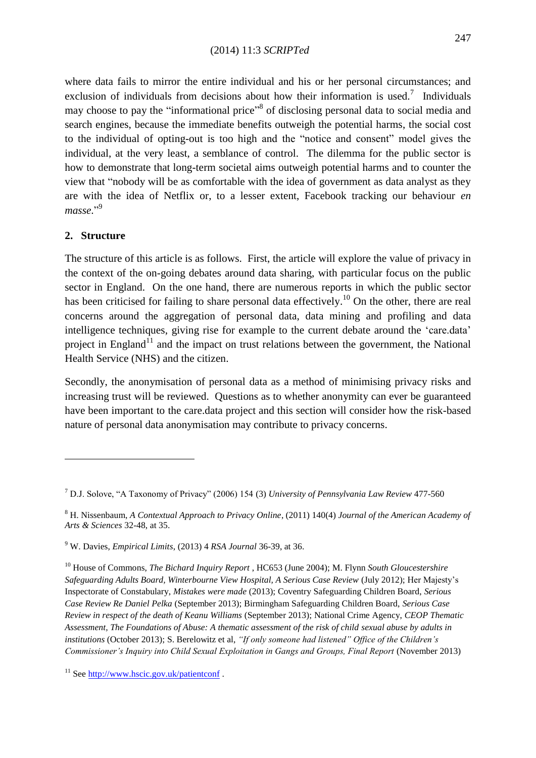where data fails to mirror the entire individual and his or her personal circumstances; and exclusion of individuals from decisions about how their information is used.[7] Individuals may choose to pay the "informational price"[8] of disclosing personal data to social media and search engines, because the immediate benefits outweigh the potential harms, the social cost to the individual of opting-out is too high and the "notice and consent" model gives the individual, at the very least, a semblance of control. The dilemma for the public sector is how to demonstrate that long-term societal aims outweigh potential harms and to counter the view that "nobody will be as comfortable with the idea of government as data analyst as they are with the idea of Netflix or, to a lesser extent, Facebook tracking our behaviour *en masse*."[9]

## 2. Structure

The structure of this article is as follows. First, the article will explore the value of privacy in the context of the on-going debates around data sharing, with particular focus on the public sector in England. On the one hand, there are numerous reports in which the public sector has been criticised for failing to share personal data effectively.[10] On the other, there are real concerns around the aggregation of personal data, data mining and profiling and data intelligence techniques, giving rise for example to the current debate around the 'care.data' project in England[11] and the impact on trust relations between the government, the National Health Service (NHS) and the citizen.

Secondly, the anonymisation of personal data as a method of minimising privacy risks and increasing trust will be reviewed. Questions as to whether anonymity can ever be guaranteed have been important to the care.data project and this section will consider how the risk-based nature of personal data anonymisation may contribute to privacy concerns.

---

[7] D.J. Solove, "A Taxonomy of Privacy" (2006) 154 (3) *University of Pennsylvania Law Review* 477-560

[8] H. Nissenbaum, *A Contextual Approach to Privacy Online*, (2011) 140(4) *Journal of the American Academy of Arts & Sciences* 32-48, at 35.

[9] W. Davies, *Empirical Limits*, (2013) 4 *RSA Journal* 36-39, at 36.

[10] House of Commons, *The Bichard Inquiry Report* , HC653 (June 2004); M. Flynn *South Gloucestershire Safeguarding Adults Board, Winterbourne View Hospital, A Serious Case Review* (July 2012); Her Majesty's Inspectorate of Constabulary, *Mistakes were made* (2013); Coventry Safeguarding Children Board, *Serious Case Review Re Daniel Pelka* (September 2013); Birmingham Safeguarding Children Board, *Serious Case Review in respect of the death of Keanu Williams* (September 2013); National Crime Agency, *CEOP Thematic Assessment, The Foundations of Abuse: A thematic assessment of the risk of child sexual abuse by adults in institutions* (October 2013); S. Berelowitz et al, *"If only someone had listened" Office of the Children's Commissioner's Inquiry into Child Sexual Exploitation in Gangs and Groups, Final Report* (November 2013)

[11] See http://www.hscic.gov.uk/patientconf .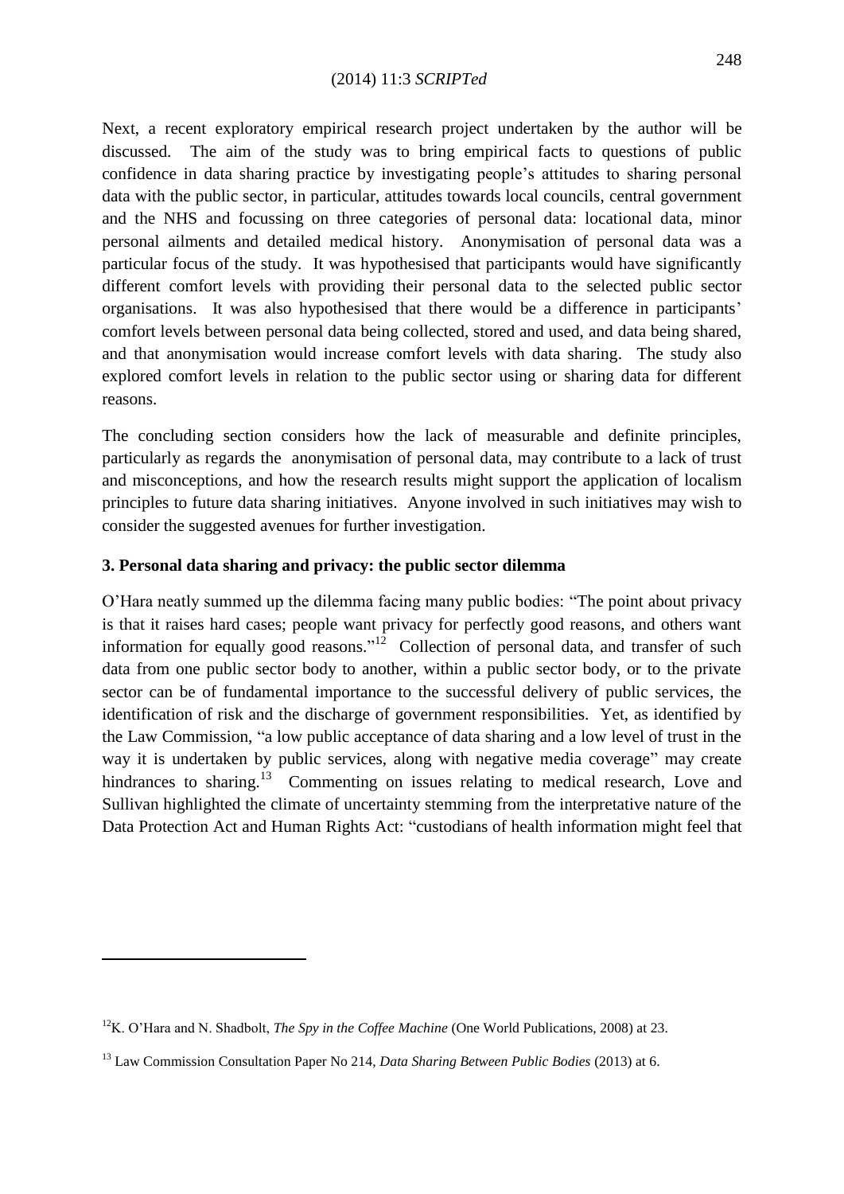Next, a recent exploratory empirical research project undertaken by the author will be discussed. The aim of the study was to bring empirical facts to questions of public confidence in data sharing practice by investigating people's attitudes to sharing personal data with the public sector, in particular, attitudes towards local councils, central government and the NHS and focussing on three categories of personal data: locational data, minor personal ailments and detailed medical history. Anonymisation of personal data was a particular focus of the study. It was hypothesised that participants would have significantly different comfort levels with providing their personal data to the selected public sector organisations. It was also hypothesised that there would be a difference in participants' comfort levels between personal data being collected, stored and used, and data being shared, and that anonymisation would increase comfort levels with data sharing. The study also explored comfort levels in relation to the public sector using or sharing data for different reasons.

The concluding section considers how the lack of measurable and definite principles, particularly as regards the anonymisation of personal data, may contribute to a lack of trust and misconceptions, and how the research results might support the application of localism principles to future data sharing initiatives. Anyone involved in such initiatives may wish to consider the suggested avenues for further investigation.

## 3. Personal data sharing and privacy: the public sector dilemma

O'Hara neatly summed up the dilemma facing many public bodies: "The point about privacy is that it raises hard cases; people want privacy for perfectly good reasons, and others want information for equally good reasons."[12] Collection of personal data, and transfer of such data from one public sector body to another, within a public sector body, or to the private sector can be of fundamental importance to the successful delivery of public services, the identification of risk and the discharge of government responsibilities. Yet, as identified by the Law Commission, "a low public acceptance of data sharing and a low level of trust in the way it is undertaken by public services, along with negative media coverage" may create hindrances to sharing.[13] Commenting on issues relating to medical research, Love and Sullivan highlighted the climate of uncertainty stemming from the interpretative nature of the Data Protection Act and Human Rights Act: "custodians of health information might feel that

---

[12] K. O'Hara and N. Shadbolt, *The Spy in the Coffee Machine* (One World Publications, 2008) at 23.

[13] Law Commission Consultation Paper No 214, *Data Sharing Between Public Bodies* (2013) at 6.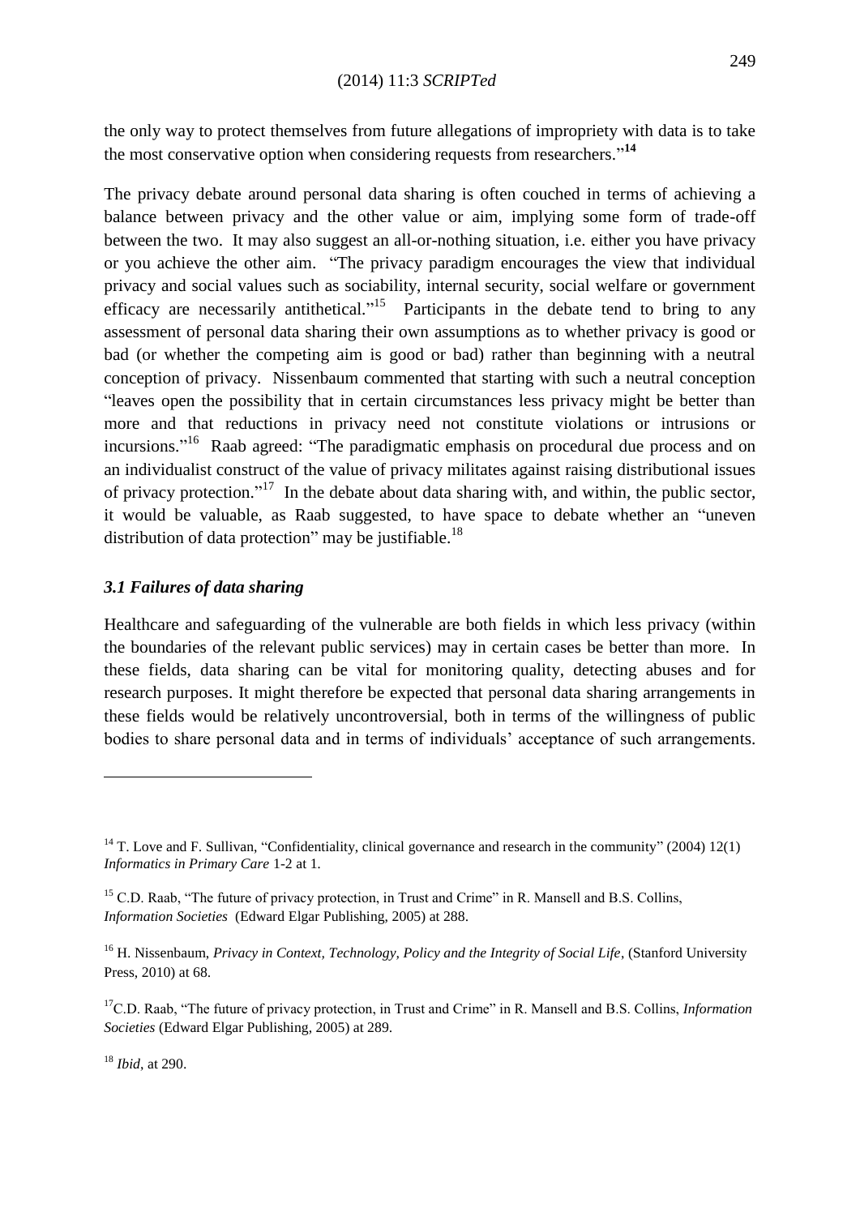the only way to protect themselves from future allegations of impropriety with data is to take the most conservative option when considering requests from researchers."[14]

The privacy debate around personal data sharing is often couched in terms of achieving a balance between privacy and the other value or aim, implying some form of trade-off between the two. It may also suggest an all-or-nothing situation, i.e. either you have privacy or you achieve the other aim. "The privacy paradigm encourages the view that individual privacy and social values such as sociability, internal security, social welfare or government efficacy are necessarily antithetical."[15] Participants in the debate tend to bring to any assessment of personal data sharing their own assumptions as to whether privacy is good or bad (or whether the competing aim is good or bad) rather than beginning with a neutral conception of privacy. Nissenbaum commented that starting with such a neutral conception "leaves open the possibility that in certain circumstances less privacy might be better than more and that reductions in privacy need not constitute violations or intrusions or incursions."[16] Raab agreed: "The paradigmatic emphasis on procedural due process and on an individualist construct of the value of privacy militates against raising distributional issues of privacy protection."[17] In the debate about data sharing with, and within, the public sector, it would be valuable, as Raab suggested, to have space to debate whether an "uneven distribution of data protection" may be justifiable.[18]

### *3.1 Failures of data sharing*

Healthcare and safeguarding of the vulnerable are both fields in which less privacy (within the boundaries of the relevant public services) may in certain cases be better than more. In these fields, data sharing can be vital for monitoring quality, detecting abuses and for research purposes. It might therefore be expected that personal data sharing arrangements in these fields would be relatively uncontroversial, both in terms of the willingness of public bodies to share personal data and in terms of individuals' acceptance of such arrangements.

---

[14] T. Love and F. Sullivan, "Confidentiality, clinical governance and research in the community" (2004) 12(1) *Informatics in Primary Care* 1-2 at 1.

[15] C.D. Raab, "The future of privacy protection, in Trust and Crime" in R. Mansell and B.S. Collins, *Information Societies* (Edward Elgar Publishing, 2005) at 288.

[16] H. Nissenbaum, *Privacy in Context, Technology, Policy and the Integrity of Social Life*, (Stanford University Press, 2010) at 68.

[17] C.D. Raab, "The future of privacy protection, in Trust and Crime" in R. Mansell and B.S. Collins, *Information Societies* (Edward Elgar Publishing, 2005) at 289.

[18] *Ibid*, at 290.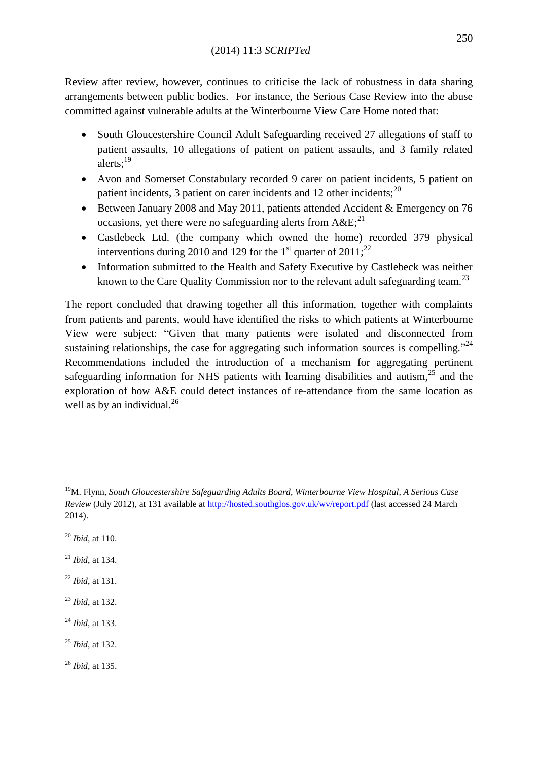Review after review, however, continues to criticise the lack of robustness in data sharing arrangements between public bodies. For instance, the Serious Case Review into the abuse committed against vulnerable adults at the Winterbourne View Care Home noted that:

- South Gloucestershire Council Adult Safeguarding received 27 allegations of staff to patient assaults, 10 allegations of patient on patient assaults, and 3 family related alerts;[19]
- Avon and Somerset Constabulary recorded 9 carer on patient incidents, 5 patient on patient incidents, 3 patient on carer incidents and 12 other incidents;[20]
- Between January 2008 and May 2011, patients attended Accident & Emergency on 76 occasions, yet there were no safeguarding alerts from A&E;[21]
- Castlebeck Ltd. (the company which owned the home) recorded 379 physical interventions during 2010 and 129 for the 1st quarter of 2011;[22]
- Information submitted to the Health and Safety Executive by Castlebeck was neither known to the Care Quality Commission nor to the relevant adult safeguarding team.[23]

The report concluded that drawing together all this information, together with complaints from patients and parents, would have identified the risks to which patients at Winterbourne View were subject: "Given that many patients were isolated and disconnected from sustaining relationships, the case for aggregating such information sources is compelling."[24] Recommendations included the introduction of a mechanism for aggregating pertinent safeguarding information for NHS patients with learning disabilities and autism,[25] and the exploration of how A&E could detect instances of re-attendance from the same location as well as by an individual.[26]

---

[19] M. Flynn, *South Gloucestershire Safeguarding Adults Board, Winterbourne View Hospital, A Serious Case Review* (July 2012), at 131 available at http://hosted.southglos.gov.uk/wv/report.pdf (last accessed 24 March 2014).

[20] *Ibid*, at 110.

[21] *Ibid*, at 134.

[22] *Ibid*, at 131.

[23] *Ibid*, at 132.

[24] *Ibid*, at 133.

[25] *Ibid*, at 132.

[26] *Ibid*, at 135.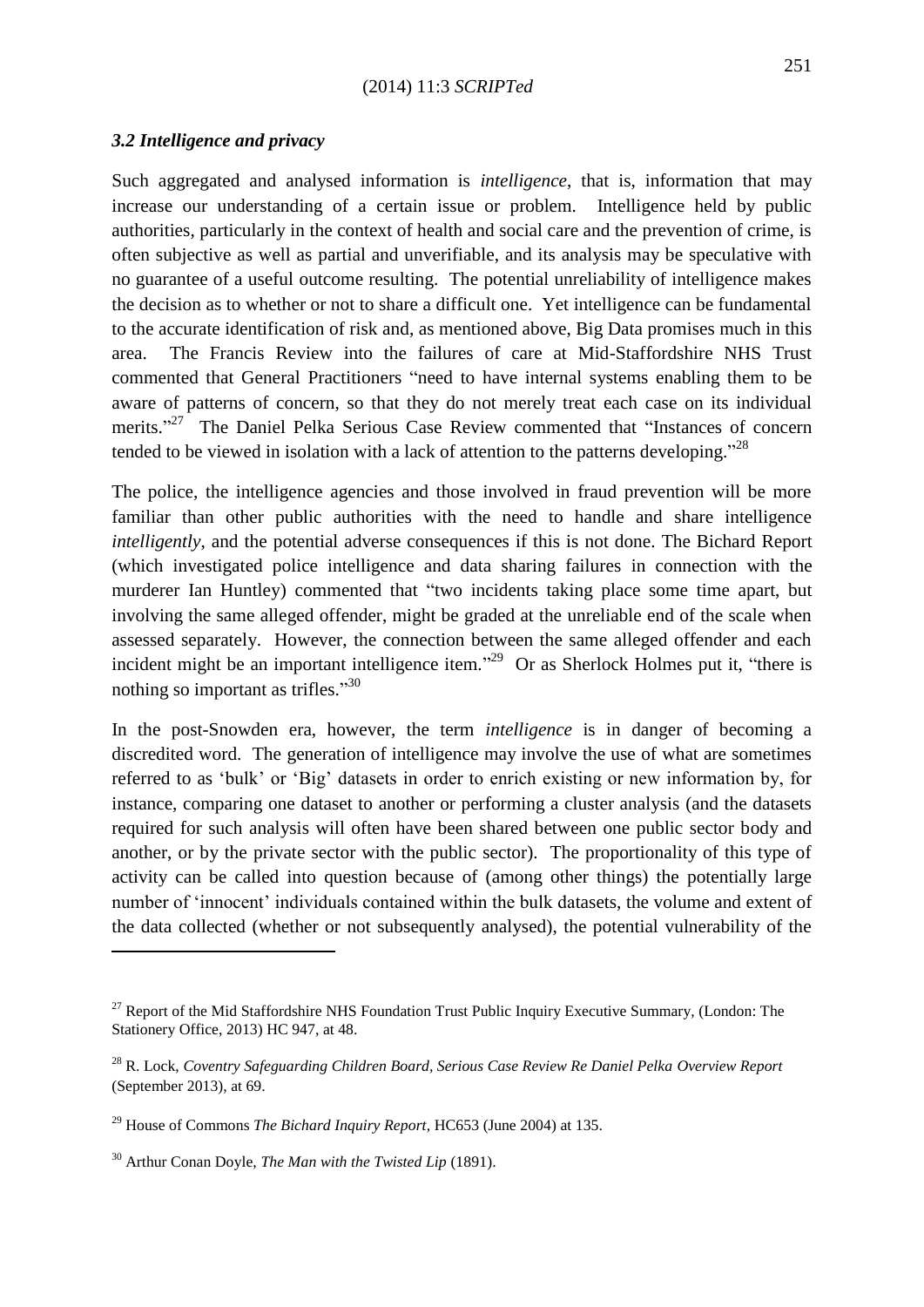### *3.2 Intelligence and privacy*

Such aggregated and analysed information is *intelligence*, that is, information that may increase our understanding of a certain issue or problem. Intelligence held by public authorities, particularly in the context of health and social care and the prevention of crime, is often subjective as well as partial and unverifiable, and its analysis may be speculative with no guarantee of a useful outcome resulting. The potential unreliability of intelligence makes the decision as to whether or not to share a difficult one. Yet intelligence can be fundamental to the accurate identification of risk and, as mentioned above, Big Data promises much in this area. The Francis Review into the failures of care at Mid-Staffordshire NHS Trust commented that General Practitioners "need to have internal systems enabling them to be aware of patterns of concern, so that they do not merely treat each case on its individual merits."[27] The Daniel Pelka Serious Case Review commented that "Instances of concern tended to be viewed in isolation with a lack of attention to the patterns developing."[28]

The police, the intelligence agencies and those involved in fraud prevention will be more familiar than other public authorities with the need to handle and share intelligence *intelligently*, and the potential adverse consequences if this is not done. The Bichard Report (which investigated police intelligence and data sharing failures in connection with the murderer Ian Huntley) commented that "two incidents taking place some time apart, but involving the same alleged offender, might be graded at the unreliable end of the scale when assessed separately. However, the connection between the same alleged offender and each incident might be an important intelligence item."[29] Or as Sherlock Holmes put it, "there is nothing so important as trifles."[30]

In the post-Snowden era, however, the term *intelligence* is in danger of becoming a discredited word. The generation of intelligence may involve the use of what are sometimes referred to as 'bulk' or 'Big' datasets in order to enrich existing or new information by, for instance, comparing one dataset to another or performing a cluster analysis (and the datasets required for such analysis will often have been shared between one public sector body and another, or by the private sector with the public sector). The proportionality of this type of activity can be called into question because of (among other things) the potentially large number of 'innocent' individuals contained within the bulk datasets, the volume and extent of the data collected (whether or not subsequently analysed), the potential vulnerability of the

---

[27] Report of the Mid Staffordshire NHS Foundation Trust Public Inquiry Executive Summary, (London: The Stationery Office, 2013) HC 947, at 48.

[28] R. Lock, *Coventry Safeguarding Children Board, Serious Case Review Re Daniel Pelka Overview Report* (September 2013), at 69.

[29] House of Commons *The Bichard Inquiry Report*, HC653 (June 2004) at 135.

[30] Arthur Conan Doyle, *The Man with the Twisted Lip* (1891).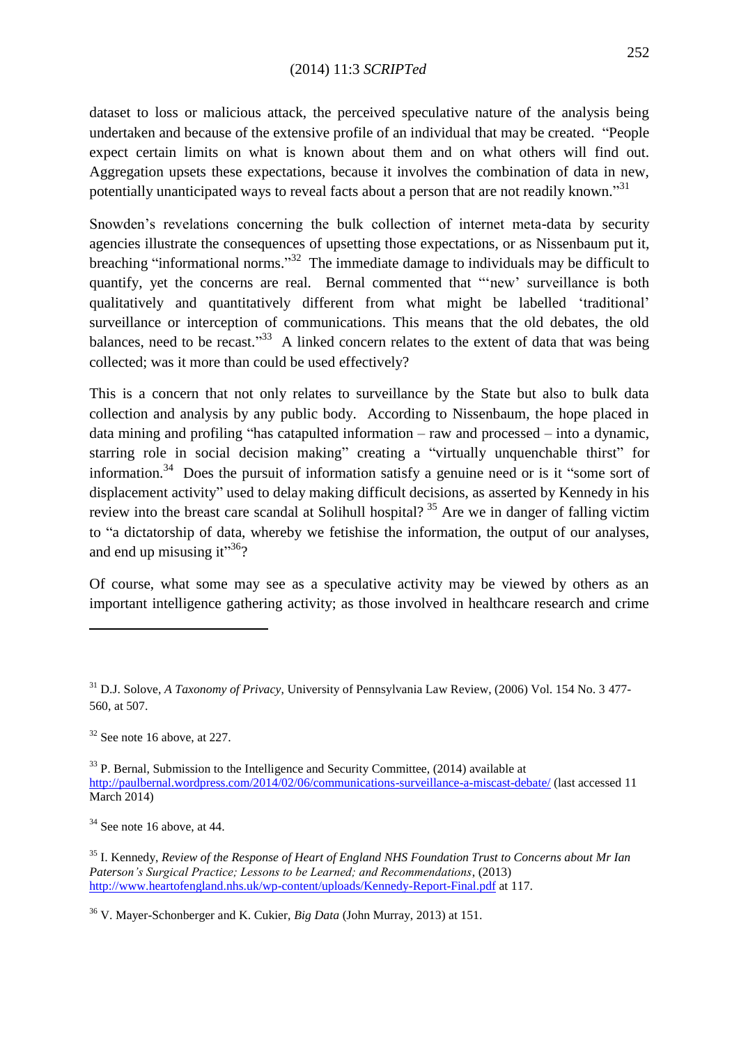dataset to loss or malicious attack, the perceived speculative nature of the analysis being undertaken and because of the extensive profile of an individual that may be created. "People expect certain limits on what is known about them and on what others will find out. Aggregation upsets these expectations, because it involves the combination of data in new, potentially unanticipated ways to reveal facts about a person that are not readily known."[31]

Snowden's revelations concerning the bulk collection of internet meta-data by security agencies illustrate the consequences of upsetting those expectations, or as Nissenbaum put it, breaching "informational norms."[32] The immediate damage to individuals may be difficult to quantify, yet the concerns are real. Bernal commented that "'new' surveillance is both qualitatively and quantitatively different from what might be labelled 'traditional' surveillance or interception of communications. This means that the old debates, the old balances, need to be recast."[33] A linked concern relates to the extent of data that was being collected; was it more than could be used effectively?

This is a concern that not only relates to surveillance by the State but also to bulk data collection and analysis by any public body. According to Nissenbaum, the hope placed in data mining and profiling "has catapulted information – raw and processed – into a dynamic, starring role in social decision making" creating a "virtually unquenchable thirst" for information.[34] Does the pursuit of information satisfy a genuine need or is it "some sort of displacement activity" used to delay making difficult decisions, as asserted by Kennedy in his review into the breast care scandal at Solihull hospital?[35] Are we in danger of falling victim to "a dictatorship of data, whereby we fetishise the information, the output of our analyses, and end up misusing it"[36]?

Of course, what some may see as a speculative activity may be viewed by others as an important intelligence gathering activity; as those involved in healthcare research and crime

---

[31] D.J. Solove, *A Taxonomy of Privacy*, University of Pennsylvania Law Review, (2006) Vol. 154 No. 3 477-560, at 507.

[32] See note 16 above, at 227.

[33] P. Bernal, Submission to the Intelligence and Security Committee, (2014) available at http://paulbernal.wordpress.com/2014/02/06/communications-surveillance-a-miscast-debate/ (last accessed 11 March 2014)

[34] See note 16 above, at 44.

[35] I. Kennedy, *Review of the Response of Heart of England NHS Foundation Trust to Concerns about Mr Ian Paterson's Surgical Practice; Lessons to be Learned; and Recommendations*, (2013) http://www.heartofengland.nhs.uk/wp-content/uploads/Kennedy-Report-Final.pdf at 117.

[36] V. Mayer-Schonberger and K. Cukier, *Big Data* (John Murray, 2013) at 151.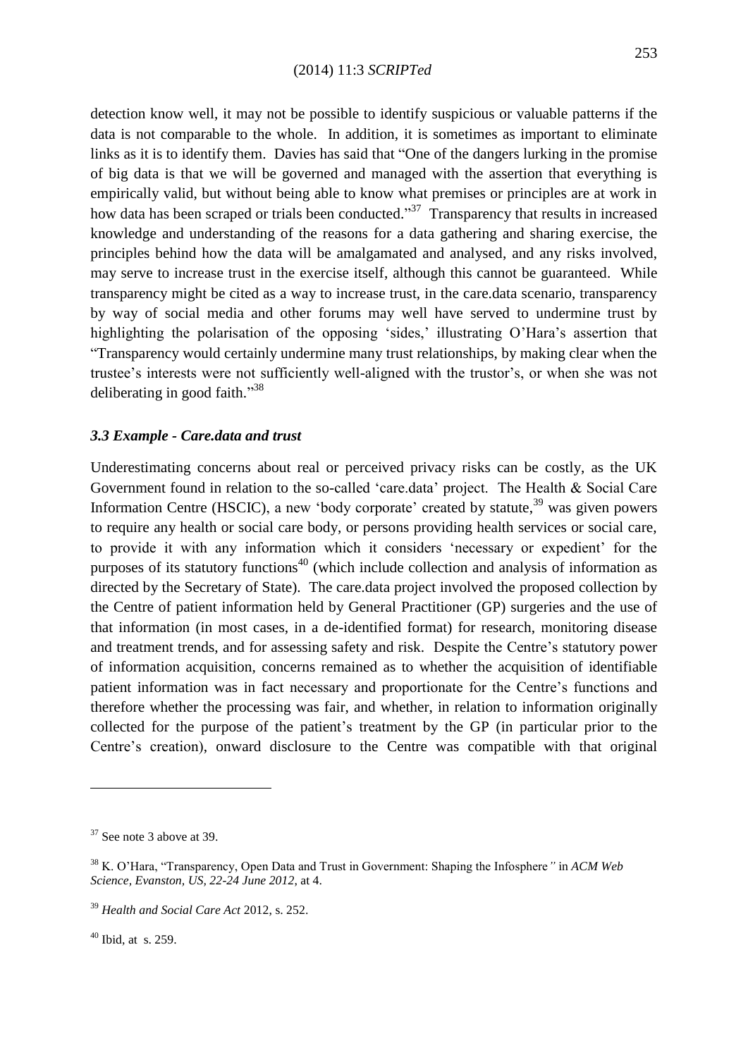detection know well, it may not be possible to identify suspicious or valuable patterns if the data is not comparable to the whole. In addition, it is sometimes as important to eliminate links as it is to identify them. Davies has said that "One of the dangers lurking in the promise of big data is that we will be governed and managed with the assertion that everything is empirically valid, but without being able to know what premises or principles are at work in how data has been scraped or trials been conducted."[37] Transparency that results in increased knowledge and understanding of the reasons for a data gathering and sharing exercise, the principles behind how the data will be amalgamated and analysed, and any risks involved, may serve to increase trust in the exercise itself, although this cannot be guaranteed. While transparency might be cited as a way to increase trust, in the care.data scenario, transparency by way of social media and other forums may well have served to undermine trust by highlighting the polarisation of the opposing 'sides,' illustrating O'Hara's assertion that "Transparency would certainly undermine many trust relationships, by making clear when the trustee's interests were not sufficiently well-aligned with the trustor's, or when she was not deliberating in good faith."[38]

### *3.3 Example - Care.data and trust*

Underestimating concerns about real or perceived privacy risks can be costly, as the UK Government found in relation to the so-called 'care.data' project. The Health & Social Care Information Centre (HSCIC), a new 'body corporate' created by statute,[39] was given powers to require any health or social care body, or persons providing health services or social care, to provide it with any information which it considers 'necessary or expedient' for the purposes of its statutory functions[40] (which include collection and analysis of information as directed by the Secretary of State). The care.data project involved the proposed collection by the Centre of patient information held by General Practitioner (GP) surgeries and the use of that information (in most cases, in a de-identified format) for research, monitoring disease and treatment trends, and for assessing safety and risk. Despite the Centre's statutory power of information acquisition, concerns remained as to whether the acquisition of identifiable patient information was in fact necessary and proportionate for the Centre's functions and therefore whether the processing was fair, and whether, in relation to information originally collected for the purpose of the patient's treatment by the GP (in particular prior to the Centre's creation), onward disclosure to the Centre was compatible with that original

---

[37] See note 3 above at 39.

[38] K. O'Hara, "Transparency, Open Data and Trust in Government: Shaping the Infosphere*"* in *ACM Web Science, Evanston, US, 22-24 June 2012*, at 4.

[39] *Health and Social Care Act* 2012, s. 252.

[40] Ibid, at s. 259.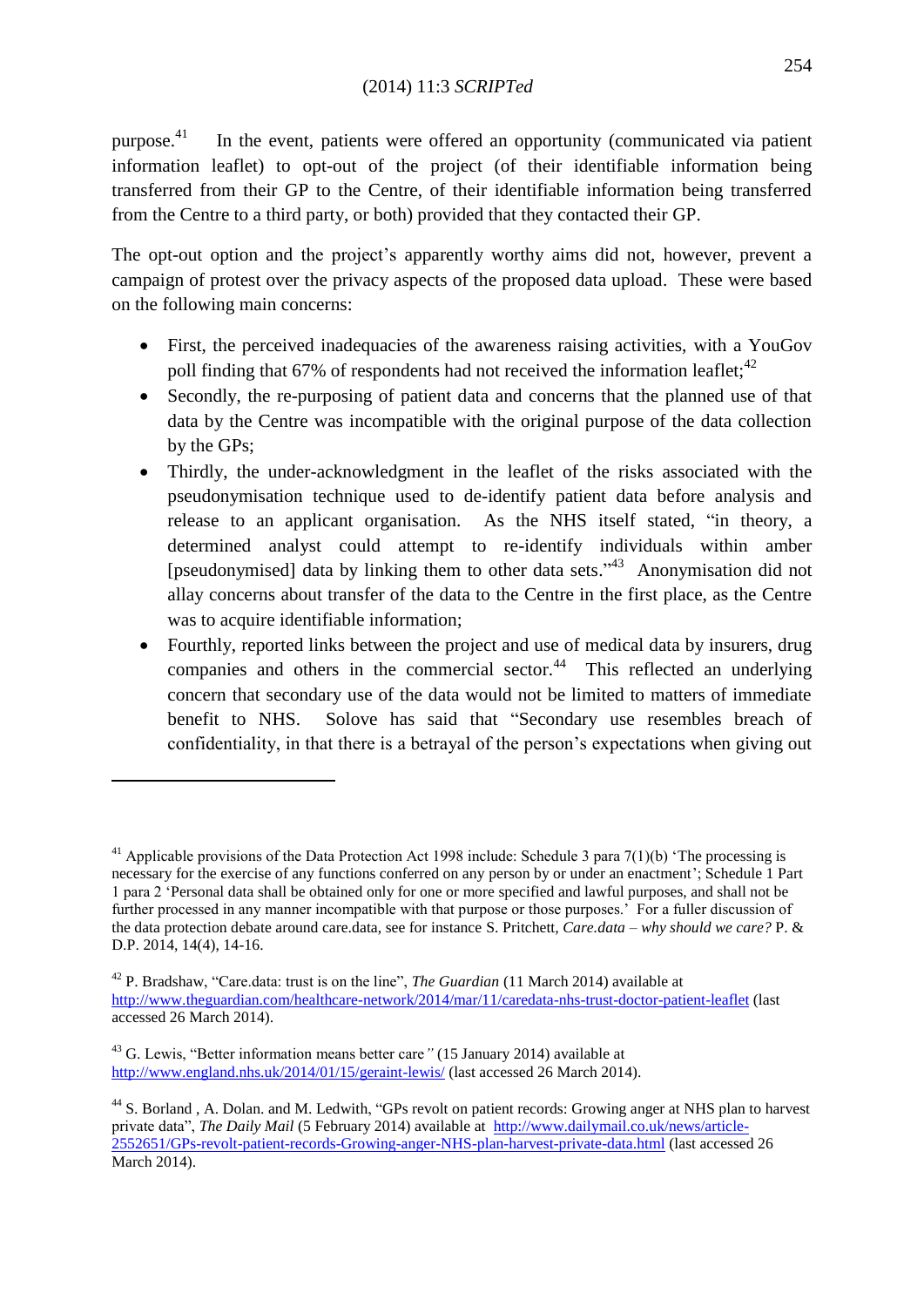purpose.[41] In the event, patients were offered an opportunity (communicated via patient information leaflet) to opt-out of the project (of their identifiable information being transferred from their GP to the Centre, of their identifiable information being transferred from the Centre to a third party, or both) provided that they contacted their GP.

The opt-out option and the project's apparently worthy aims did not, however, prevent a campaign of protest over the privacy aspects of the proposed data upload. These were based on the following main concerns:

- First, the perceived inadequacies of the awareness raising activities, with a YouGov poll finding that 67% of respondents had not received the information leaflet;[42]
- Secondly, the re-purposing of patient data and concerns that the planned use of that data by the Centre was incompatible with the original purpose of the data collection by the GPs;
- Thirdly, the under-acknowledgment in the leaflet of the risks associated with the pseudonymisation technique used to de-identify patient data before analysis and release to an applicant organisation. As the NHS itself stated, "in theory, a determined analyst could attempt to re-identify individuals within amber [pseudonymised] data by linking them to other data sets."[43] Anonymisation did not allay concerns about transfer of the data to the Centre in the first place, as the Centre was to acquire identifiable information;
- Fourthly, reported links between the project and use of medical data by insurers, drug companies and others in the commercial sector.[44] This reflected an underlying concern that secondary use of the data would not be limited to matters of immediate benefit to NHS. Solove has said that "Secondary use resembles breach of confidentiality, in that there is a betrayal of the person's expectations when giving out

---

[41] Applicable provisions of the Data Protection Act 1998 include: Schedule 3 para 7(1)(b) 'The processing is necessary for the exercise of any functions conferred on any person by or under an enactment'; Schedule 1 Part 1 para 2 'Personal data shall be obtained only for one or more specified and lawful purposes, and shall not be further processed in any manner incompatible with that purpose or those purposes.' For a fuller discussion of the data protection debate around care.data, see for instance S. Pritchett, *Care.data – why should we care?* P. & D.P. 2014, 14(4), 14-16.

[42] P. Bradshaw, "Care.data: trust is on the line", *The Guardian* (11 March 2014) available at http://www.theguardian.com/healthcare-network/2014/mar/11/caredata-nhs-trust-doctor-patient-leaflet (last accessed 26 March 2014).

[43] G. Lewis, "Better information means better care*"* (15 January 2014) available at http://www.england.nhs.uk/2014/01/15/geraint-lewis/ (last accessed 26 March 2014).

[44] S. Borland , A. Dolan. and M. Ledwith, "GPs revolt on patient records: Growing anger at NHS plan to harvest private data", *The Daily Mail* (5 February 2014) available at http://www.dailymail.co.uk/news/article-2552651/GPs-revolt-patient-records-Growing-anger-NHS-plan-harvest-private-data.html (last accessed 26 March 2014).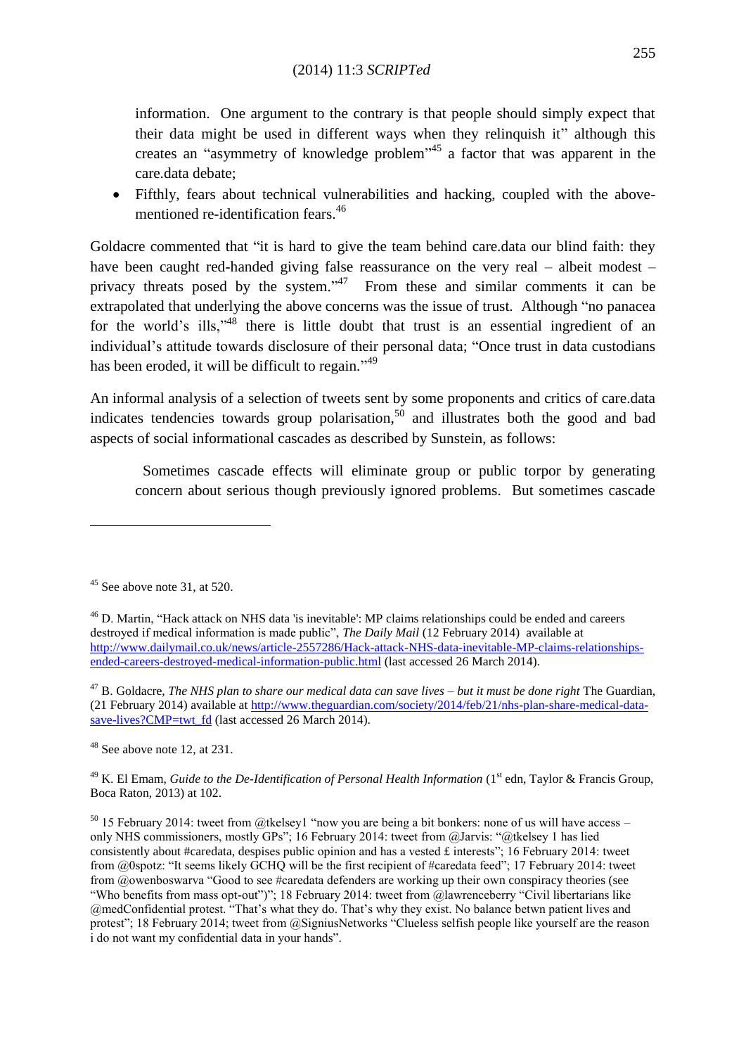information. One argument to the contrary is that people should simply expect that their data might be used in different ways when they relinquish it" although this creates an "asymmetry of knowledge problem"[45] a factor that was apparent in the care.data debate;

- Fifthly, fears about technical vulnerabilities and hacking, coupled with the above-mentioned re-identification fears.[46]

Goldacre commented that "it is hard to give the team behind care.data our blind faith: they have been caught red-handed giving false reassurance on the very real – albeit modest – privacy threats posed by the system."[47] From these and similar comments it can be extrapolated that underlying the above concerns was the issue of trust. Although "no panacea for the world's ills,"[48] there is little doubt that trust is an essential ingredient of an individual's attitude towards disclosure of their personal data; "Once trust in data custodians has been eroded, it will be difficult to regain."[49]

An informal analysis of a selection of tweets sent by some proponents and critics of care.data indicates tendencies towards group polarisation,[50] and illustrates both the good and bad aspects of social informational cascades as described by Sunstein, as follows:

> Sometimes cascade effects will eliminate group or public torpor by generating concern about serious though previously ignored problems. But sometimes cascade

---

[45] See above note 31, at 520.

[46] D. Martin, "Hack attack on NHS data 'is inevitable': MP claims relationships could be ended and careers destroyed if medical information is made public", *The Daily Mail* (12 February 2014) available at http://www.dailymail.co.uk/news/article-2557286/Hack-attack-NHS-data-inevitable-MP-claims-relationships-ended-careers-destroyed-medical-information-public.html (last accessed 26 March 2014).

[47] B. Goldacre, *The NHS plan to share our medical data can save lives – but it must be done right* The Guardian, (21 February 2014) available at http://www.theguardian.com/society/2014/feb/21/nhs-plan-share-medical-data-save-lives?CMP=twt_fd (last accessed 26 March 2014).

[48] See above note 12, at 231.

[49] K. El Emam, *Guide to the De-Identification of Personal Health Information* (1st edn, Taylor & Francis Group, Boca Raton, 2013) at 102.

[50] 15 February 2014: tweet from @tkelsey1 "now you are being a bit bonkers: none of us will have access – only NHS commissioners, mostly GPs"; 16 February 2014: tweet from @Jarvis: "@tkelsey 1 has lied consistently about #caredata, despises public opinion and has a vested £ interests"; 16 February 2014: tweet from @0spotz: "It seems likely GCHQ will be the first recipient of #caredata feed"; 17 February 2014: tweet from @owenboswarva "Good to see #caredata defenders are working up their own conspiracy theories (see "Who benefits from mass opt-out")"; 18 February 2014: tweet from @lawrenceberry "Civil libertarians like @medConfidential protest. "That's what they do. That's why they exist. No balance betwn patient lives and protest"; 18 February 2014; tweet from @SigniusNetworks "Clueless selfish people like yourself are the reason i do not want my confidential data in your hands".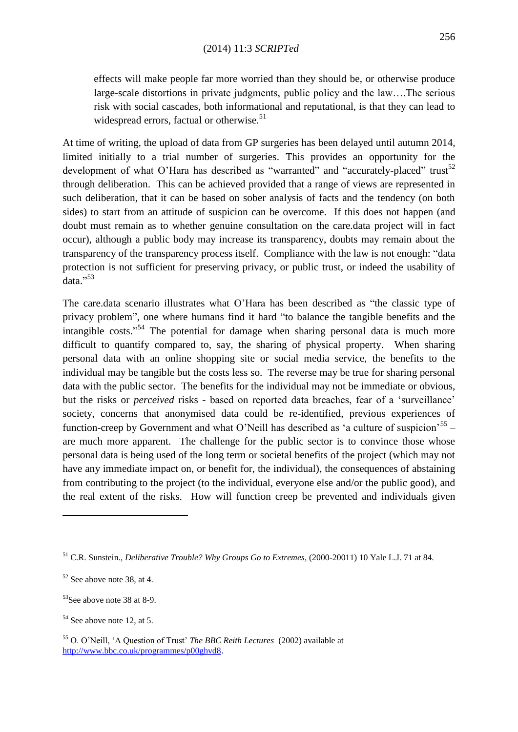> effects will make people far more worried than they should be, or otherwise produce large-scale distortions in private judgments, public policy and the law….The serious risk with social cascades, both informational and reputational, is that they can lead to widespread errors, factual or otherwise.[51]

At time of writing, the upload of data from GP surgeries has been delayed until autumn 2014, limited initially to a trial number of surgeries. This provides an opportunity for the development of what O'Hara has described as "warranted" and "accurately-placed" trust[52] through deliberation. This can be achieved provided that a range of views are represented in such deliberation, that it can be based on sober analysis of facts and the tendency (on both sides) to start from an attitude of suspicion can be overcome. If this does not happen (and doubt must remain as to whether genuine consultation on the care.data project will in fact occur), although a public body may increase its transparency, doubts may remain about the transparency of the transparency process itself. Compliance with the law is not enough: "data protection is not sufficient for preserving privacy, or public trust, or indeed the usability of data."[53]

The care.data scenario illustrates what O'Hara has been described as "the classic type of privacy problem", one where humans find it hard "to balance the tangible benefits and the intangible costs."[54] The potential for damage when sharing personal data is much more difficult to quantify compared to, say, the sharing of physical property. When sharing personal data with an online shopping site or social media service, the benefits to the individual may be tangible but the costs less so. The reverse may be true for sharing personal data with the public sector. The benefits for the individual may not be immediate or obvious, but the risks or *perceived* risks - based on reported data breaches, fear of a 'surveillance' society, concerns that anonymised data could be re-identified, previous experiences of function-creep by Government and what O'Neill has described as 'a culture of suspicion'[55] – are much more apparent. The challenge for the public sector is to convince those whose personal data is being used of the long term or societal benefits of the project (which may not have any immediate impact on, or benefit for, the individual), the consequences of abstaining from contributing to the project (to the individual, everyone else and/or the public good), and the real extent of the risks. How will function creep be prevented and individuals given

---

[51] C.R. Sunstein., *Deliberative Trouble? Why Groups Go to Extremes*, (2000-20011) 10 Yale L.J. 71 at 84.

[52] See above note 38, at 4.

[53] See above note 38 at 8-9.

[54] See above note 12, at 5.

[55] O. O'Neill, 'A Question of Trust' *The BBC Reith Lectures* (2002) available at http://www.bbc.co.uk/programmes/p00ghvd8.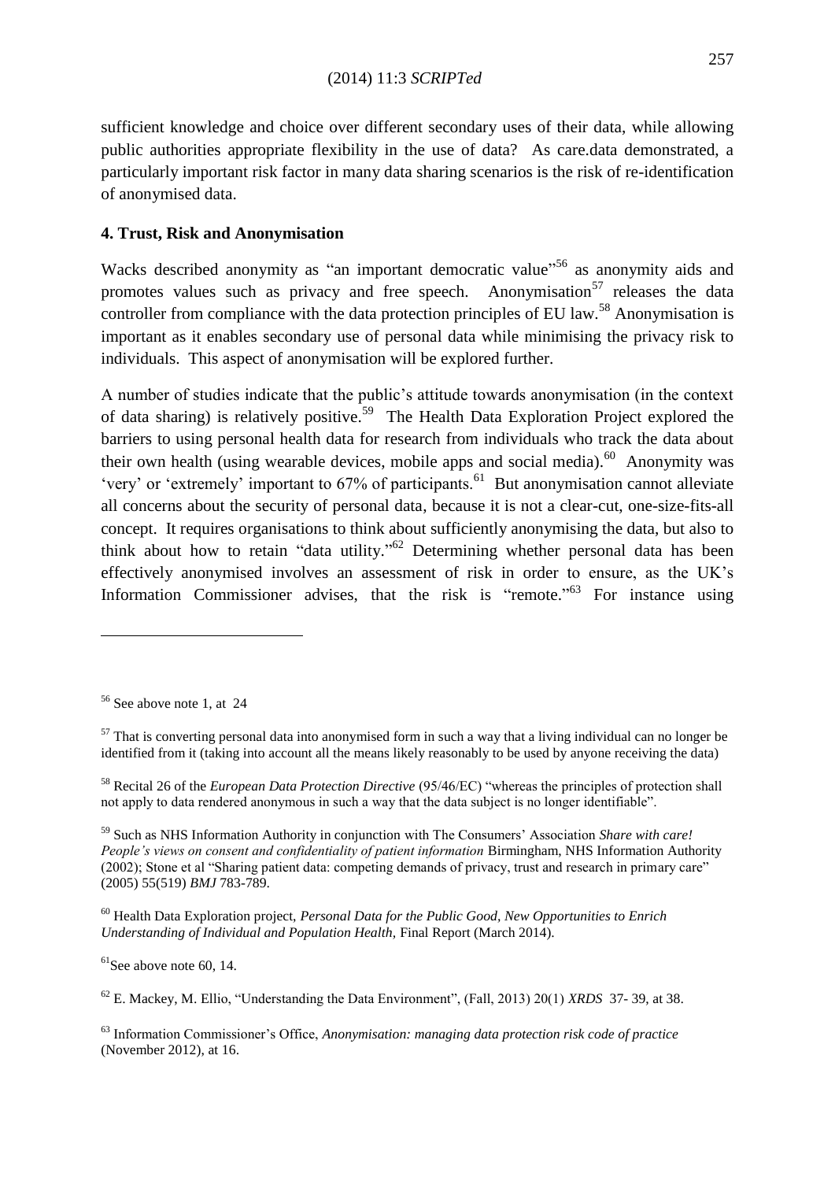sufficient knowledge and choice over different secondary uses of their data, while allowing public authorities appropriate flexibility in the use of data? As care.data demonstrated, a particularly important risk factor in many data sharing scenarios is the risk of re-identification of anonymised data.

## 4. Trust, Risk and Anonymisation

Wacks described anonymity as "an important democratic value"[56] as anonymity aids and promotes values such as privacy and free speech. Anonymisation[57] releases the data controller from compliance with the data protection principles of EU law.[58] Anonymisation is important as it enables secondary use of personal data while minimising the privacy risk to individuals. This aspect of anonymisation will be explored further.

A number of studies indicate that the public's attitude towards anonymisation (in the context of data sharing) is relatively positive.[59] The Health Data Exploration Project explored the barriers to using personal health data for research from individuals who track the data about their own health (using wearable devices, mobile apps and social media).[60] Anonymity was 'very' or 'extremely' important to 67% of participants.[61] But anonymisation cannot alleviate all concerns about the security of personal data, because it is not a clear-cut, one-size-fits-all concept. It requires organisations to think about sufficiently anonymising the data, but also to think about how to retain "data utility."[62] Determining whether personal data has been effectively anonymised involves an assessment of risk in order to ensure, as the UK's Information Commissioner advises, that the risk is "remote."[63] For instance using

---

[56] See above note 1, at 24

[57] That is converting personal data into anonymised form in such a way that a living individual can no longer be identified from it (taking into account all the means likely reasonably to be used by anyone receiving the data)

[58] Recital 26 of the *European Data Protection Directive* (95/46/EC) "whereas the principles of protection shall not apply to data rendered anonymous in such a way that the data subject is no longer identifiable".

[59] Such as NHS Information Authority in conjunction with The Consumers' Association *Share with care! People's views on consent and confidentiality of patient information* Birmingham, NHS Information Authority (2002); Stone et al "Sharing patient data: competing demands of privacy, trust and research in primary care" (2005) 55(519) *BMJ* 783-789.

[60] Health Data Exploration project, *Personal Data for the Public Good, New Opportunities to Enrich Understanding of Individual and Population Health,* Final Report (March 2014).

[61] See above note 60, 14.

[62] E. Mackey, M. Ellio, "Understanding the Data Environment", (Fall, 2013) 20(1) *XRDS* 37- 39, at 38.

[63] Information Commissioner's Office, *Anonymisation: managing data protection risk code of practice* (November 2012), at 16.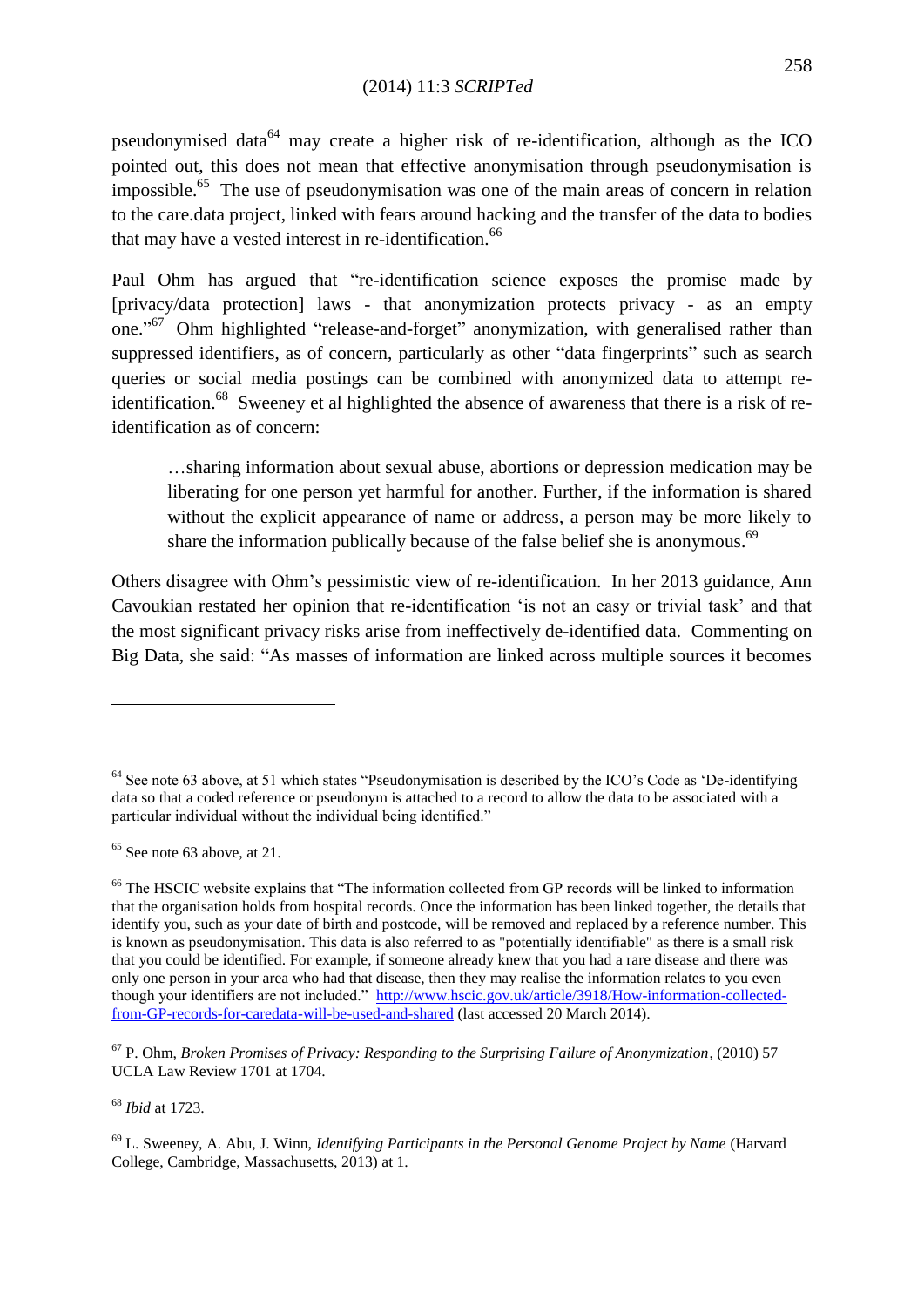pseudonymised data[64] may create a higher risk of re-identification, although as the ICO pointed out, this does not mean that effective anonymisation through pseudonymisation is impossible.[65] The use of pseudonymisation was one of the main areas of concern in relation to the care.data project, linked with fears around hacking and the transfer of the data to bodies that may have a vested interest in re-identification.[66]

Paul Ohm has argued that "re-identification science exposes the promise made by [privacy/data protection] laws - that anonymization protects privacy - as an empty one."[67] Ohm highlighted "release-and-forget" anonymization, with generalised rather than suppressed identifiers, as of concern, particularly as other "data fingerprints" such as search queries or social media postings can be combined with anonymized data to attempt re-identification.[68] Sweeney et al highlighted the absence of awareness that there is a risk of re-identification as of concern:

> …sharing information about sexual abuse, abortions or depression medication may be liberating for one person yet harmful for another. Further, if the information is shared without the explicit appearance of name or address, a person may be more likely to share the information publically because of the false belief she is anonymous.[69]

Others disagree with Ohm's pessimistic view of re-identification. In her 2013 guidance, Ann Cavoukian restated her opinion that re-identification 'is not an easy or trivial task' and that the most significant privacy risks arise from ineffectively de-identified data. Commenting on Big Data, she said: "As masses of information are linked across multiple sources it becomes

---

[64] See note 63 above, at 51 which states "Pseudonymisation is described by the ICO's Code as 'De-identifying data so that a coded reference or pseudonym is attached to a record to allow the data to be associated with a particular individual without the individual being identified."

[65] See note 63 above, at 21.

[66] The HSCIC website explains that "The information collected from GP records will be linked to information that the organisation holds from hospital records. Once the information has been linked together, the details that identify you, such as your date of birth and postcode, will be removed and replaced by a reference number. This is known as pseudonymisation. This data is also referred to as "potentially identifiable" as there is a small risk that you could be identified. For example, if someone already knew that you had a rare disease and there was only one person in your area who had that disease, then they may realise the information relates to you even though your identifiers are not included." [http://www.hscic.gov.uk/article/3918/How-information-collected-from-GP-records-for-caredata-will-be-used-and-shared](http://www.hscic.gov.uk/article/3918/How-information-collected-from-GP-records-for-caredata-will-be-used-and-shared) (last accessed 20 March 2014).

[67] P. Ohm, *Broken Promises of Privacy: Responding to the Surprising Failure of Anonymization*, (2010) 57 UCLA Law Review 1701 at 1704.

[68] *Ibid* at 1723.

[69] L. Sweeney, A. Abu, J. Winn, *Identifying Participants in the Personal Genome Project by Name* (Harvard College, Cambridge, Massachusetts, 2013) at 1.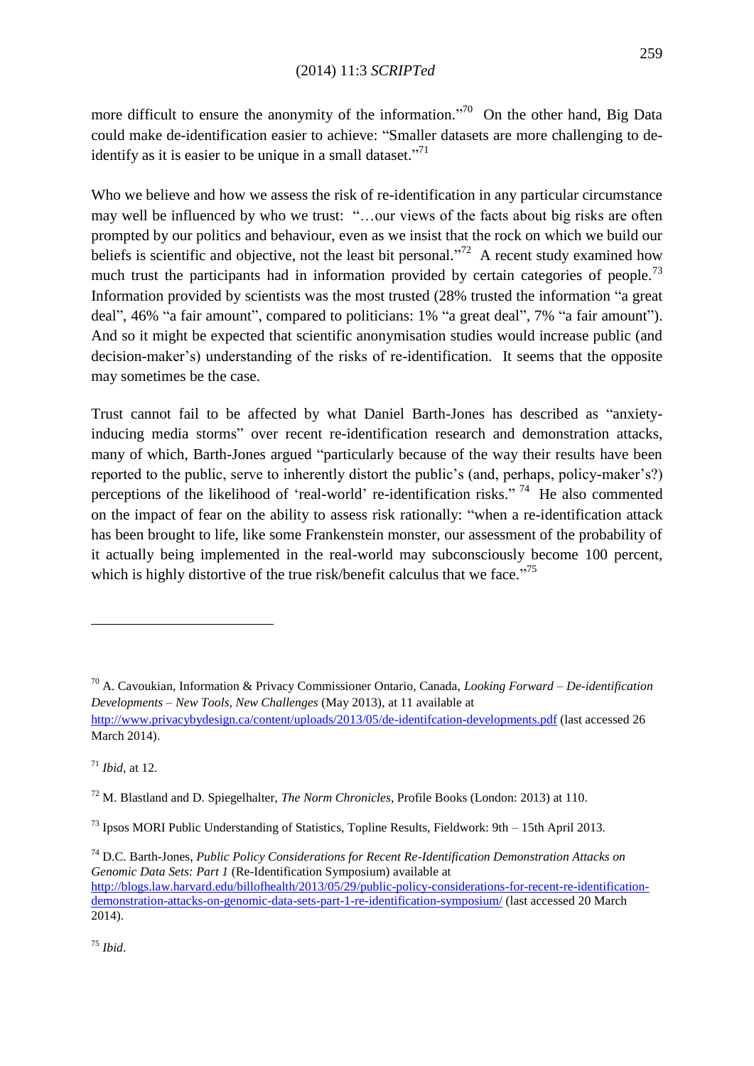more difficult to ensure the anonymity of the information."[70] On the other hand, Big Data could make de-identification easier to achieve: "Smaller datasets are more challenging to de-identify as it is easier to be unique in a small dataset."[71]

Who we believe and how we assess the risk of re-identification in any particular circumstance may well be influenced by who we trust: "…our views of the facts about big risks are often prompted by our politics and behaviour, even as we insist that the rock on which we build our beliefs is scientific and objective, not the least bit personal."[72] A recent study examined how much trust the participants had in information provided by certain categories of people.[73] Information provided by scientists was the most trusted (28% trusted the information "a great deal", 46% "a fair amount", compared to politicians: 1% "a great deal", 7% "a fair amount"). And so it might be expected that scientific anonymisation studies would increase public (and decision-maker's) understanding of the risks of re-identification. It seems that the opposite may sometimes be the case.

Trust cannot fail to be affected by what Daniel Barth-Jones has described as "anxiety-inducing media storms" over recent re-identification research and demonstration attacks, many of which, Barth-Jones argued "particularly because of the way their results have been reported to the public, serve to inherently distort the public's (and, perhaps, policy-maker's?) perceptions of the likelihood of 'real-world' re-identification risks."[74] He also commented on the impact of fear on the ability to assess risk rationally: "when a re-identification attack has been brought to life, like some Frankenstein monster, our assessment of the probability of it actually being implemented in the real-world may subconsciously become 100 percent, which is highly distortive of the true risk/benefit calculus that we face."[75]

---

[70] A. Cavoukian, Information & Privacy Commissioner Ontario, Canada, *Looking Forward – De-identification Developments – New Tools, New Challenges* (May 2013), at 11 available at http://www.privacybydesign.ca/content/uploads/2013/05/de-identifcation-developments.pdf (last accessed 26 March 2014).

[71] *Ibid*, at 12.

[72] M. Blastland and D. Spiegelhalter, *The Norm Chronicles*, Profile Books (London: 2013) at 110.

[73] Ipsos MORI Public Understanding of Statistics, Topline Results, Fieldwork: 9th – 15th April 2013.

[74] D.C. Barth-Jones, *Public Policy Considerations for Recent Re-Identification Demonstration Attacks on Genomic Data Sets: Part 1* (Re-Identification Symposium) available at http://blogs.law.harvard.edu/billofhealth/2013/05/29/public-policy-considerations-for-recent-re-identification-demonstration-attacks-on-genomic-data-sets-part-1-re-identification-symposium/ (last accessed 20 March 2014).

[75] *Ibid*.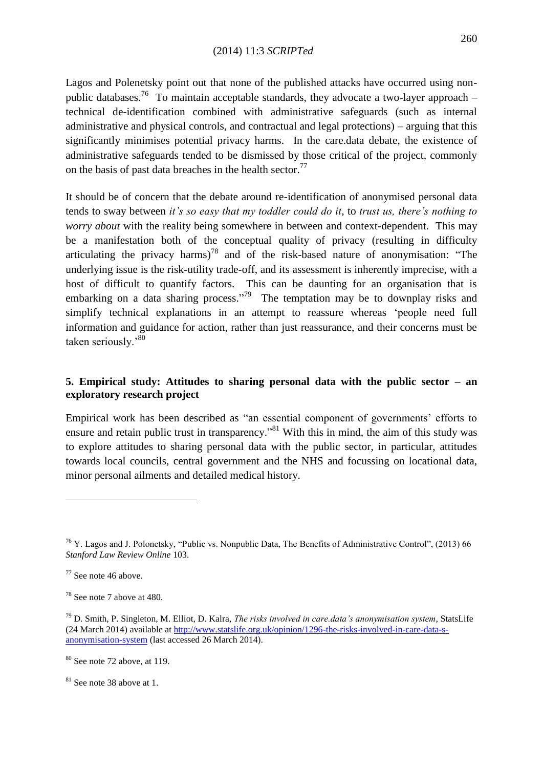Lagos and Polenetsky point out that none of the published attacks have occurred using non-public databases.[76] To maintain acceptable standards, they advocate a two-layer approach – technical de-identification combined with administrative safeguards (such as internal administrative and physical controls, and contractual and legal protections) – arguing that this significantly minimises potential privacy harms. In the care.data debate, the existence of administrative safeguards tended to be dismissed by those critical of the project, commonly on the basis of past data breaches in the health sector.[77]

It should be of concern that the debate around re-identification of anonymised personal data tends to sway between *it's so easy that my toddler could do it*, to *trust us, there's nothing to worry about* with the reality being somewhere in between and context-dependent. This may be a manifestation both of the conceptual quality of privacy (resulting in difficulty articulating the privacy harms)[78] and of the risk-based nature of anonymisation: "The underlying issue is the risk-utility trade-off, and its assessment is inherently imprecise, with a host of difficult to quantify factors. This can be daunting for an organisation that is embarking on a data sharing process."[79] The temptation may be to downplay risks and simplify technical explanations in an attempt to reassure whereas 'people need full information and guidance for action, rather than just reassurance, and their concerns must be taken seriously.'[80]

## 5. Empirical study: Attitudes to sharing personal data with the public sector – an exploratory research project

Empirical work has been described as "an essential component of governments' efforts to ensure and retain public trust in transparency."[81] With this in mind, the aim of this study was to explore attitudes to sharing personal data with the public sector, in particular, attitudes towards local councils, central government and the NHS and focussing on locational data, minor personal ailments and detailed medical history.

---

[76] Y. Lagos and J. Polonetsky, "Public vs. Nonpublic Data, The Benefits of Administrative Control", (2013) 66 *Stanford Law Review Online* 103.

[77] See note 46 above.

[78] See note 7 above at 480.

[79] D. Smith, P. Singleton, M. Elliot, D. Kalra, *The risks involved in care.data's anonymisation system*, StatsLife (24 March 2014) available at http://www.statslife.org.uk/opinion/1296-the-risks-involved-in-care-data-s-anonymisation-system (last accessed 26 March 2014).

[80] See note 72 above, at 119.

[81] See note 38 above at 1.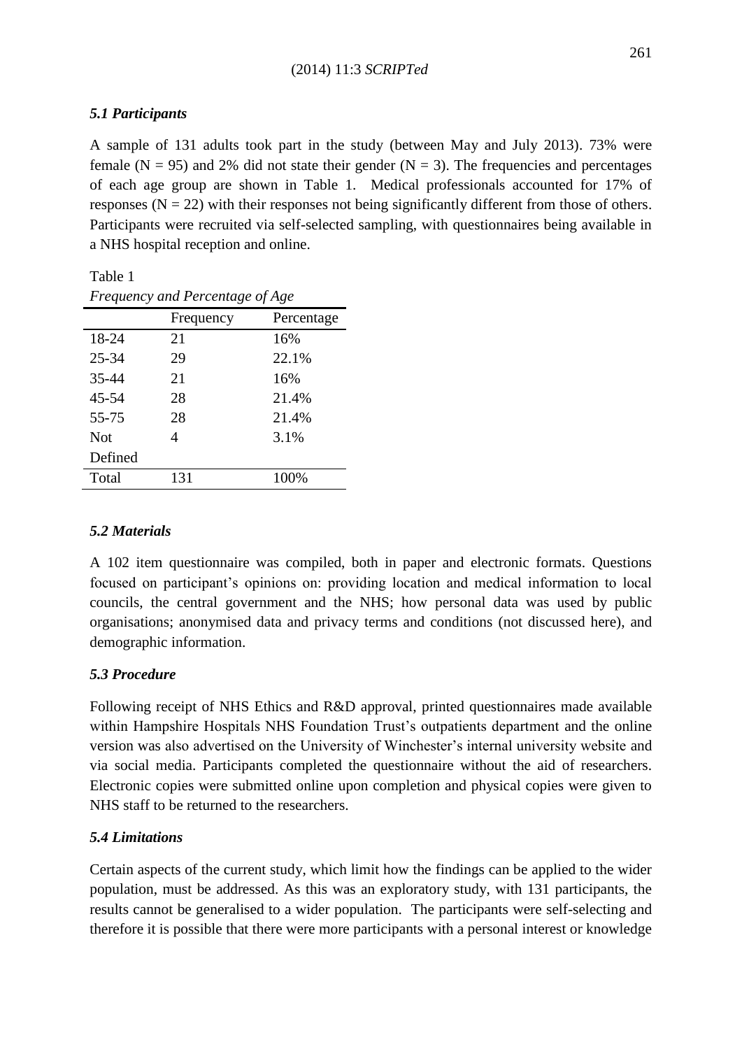### *5.1 Participants*

A sample of 131 adults took part in the study (between May and July 2013). 73% were female (N = 95) and 2% did not state their gender (N = 3). The frequencies and percentages of each age group are shown in Table 1. Medical professionals accounted for 17% of responses (N = 22) with their responses not being significantly different from those of others. Participants were recruited via self-selected sampling, with questionnaires being available in a NHS hospital reception and online.

Table 1

*Frequency and Percentage of Age*

| | Frequency | Percentage |
|---|---|---|
| 18-24 | 21 | 16% |
| 25-34 | 29 | 22.1% |
| 35-44 | 21 | 16% |
| 45-54 | 28 | 21.4% |
| 55-75 | 28 | 21.4% |
| Not Defined | 4 | 3.1% |
| Total | 131 | 100% |

### *5.2 Materials*

A 102 item questionnaire was compiled, both in paper and electronic formats. Questions focused on participant's opinions on: providing location and medical information to local councils, the central government and the NHS; how personal data was used by public organisations; anonymised data and privacy terms and conditions (not discussed here), and demographic information.

### *5.3 Procedure*

Following receipt of NHS Ethics and R&D approval, printed questionnaires made available within Hampshire Hospitals NHS Foundation Trust's outpatients department and the online version was also advertised on the University of Winchester's internal university website and via social media. Participants completed the questionnaire without the aid of researchers. Electronic copies were submitted online upon completion and physical copies were given to NHS staff to be returned to the researchers.

### *5.4 Limitations*

Certain aspects of the current study, which limit how the findings can be applied to the wider population, must be addressed. As this was an exploratory study, with 131 participants, the results cannot be generalised to a wider population. The participants were self-selecting and therefore it is possible that there were more participants with a personal interest or knowledge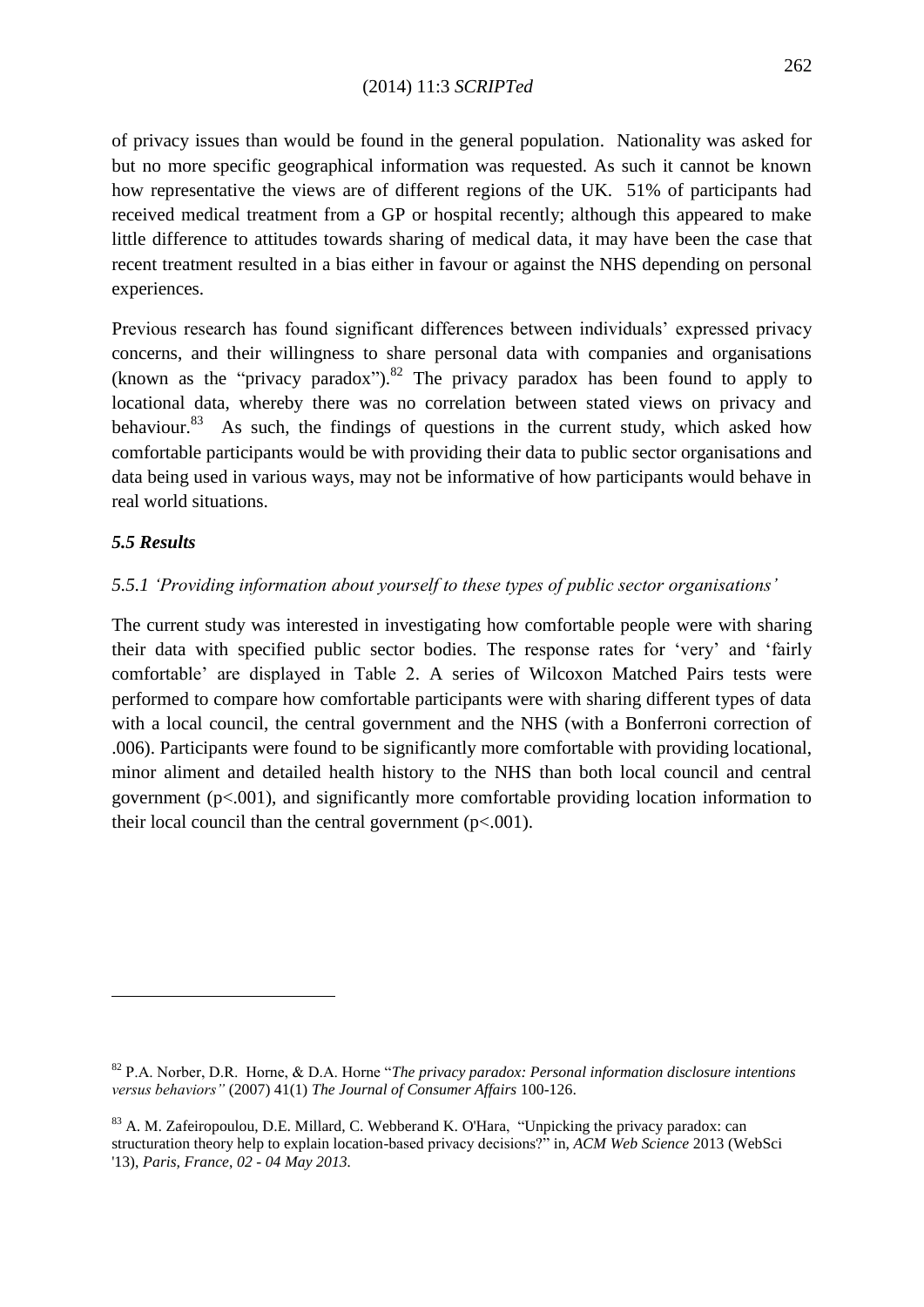of privacy issues than would be found in the general population. Nationality was asked for but no more specific geographical information was requested. As such it cannot be known how representative the views are of different regions of the UK. 51% of participants had received medical treatment from a GP or hospital recently; although this appeared to make little difference to attitudes towards sharing of medical data, it may have been the case that recent treatment resulted in a bias either in favour or against the NHS depending on personal experiences.

Previous research has found significant differences between individuals' expressed privacy concerns, and their willingness to share personal data with companies and organisations (known as the "privacy paradox").[82] The privacy paradox has been found to apply to locational data, whereby there was no correlation between stated views on privacy and behaviour.[83] As such, the findings of questions in the current study, which asked how comfortable participants would be with providing their data to public sector organisations and data being used in various ways, may not be informative of how participants would behave in real world situations.

### *5.5 Results*

#### *5.5.1 'Providing information about yourself to these types of public sector organisations'*

The current study was interested in investigating how comfortable people were with sharing their data with specified public sector bodies. The response rates for 'very' and 'fairly comfortable' are displayed in Table 2. A series of Wilcoxon Matched Pairs tests were performed to compare how comfortable participants were with sharing different types of data with a local council, the central government and the NHS (with a Bonferroni correction of .006). Participants were found to be significantly more comfortable with providing locational, minor aliment and detailed health history to the NHS than both local council and central government ($p<.001$), and significantly more comfortable providing location information to their local council than the central government ($p<.001$).

---

[82] P.A. Norber, D.R. Horne, & D.A. Horne "*The privacy paradox: Personal information disclosure intentions versus behaviors"* (2007) 41(1) *The Journal of Consumer Affairs* 100-126.

[83] A. M. Zafeiropoulou, D.E. Millard, C. Webberand K. O'Hara, "Unpicking the privacy paradox: can structuration theory help to explain location-based privacy decisions?" in, *ACM Web Science* 2013 (WebSci '13), *Paris, France*, *02 - 04 May 2013.*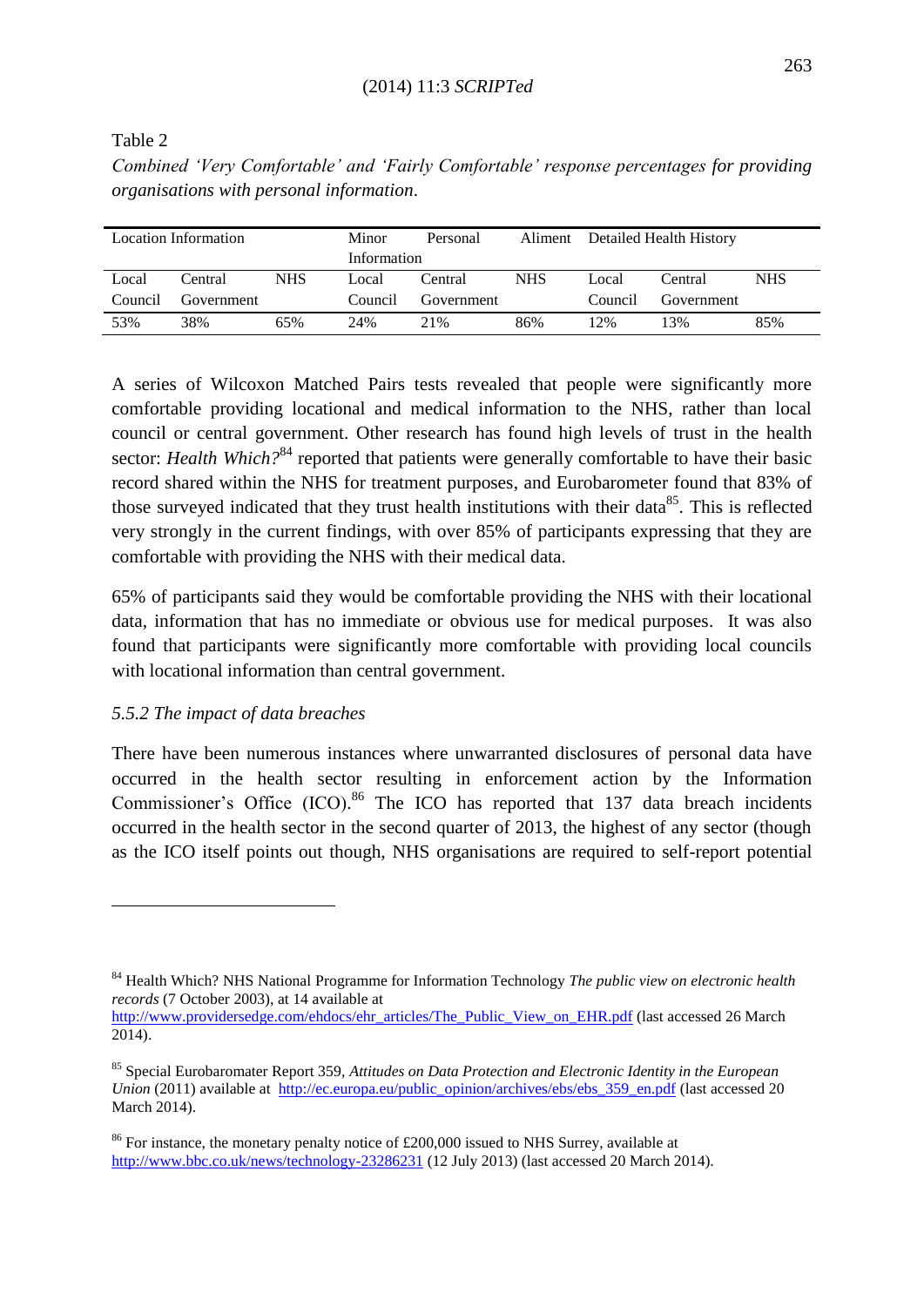Table 2

*Combined 'Very Comfortable' and 'Fairly Comfortable' response percentages for providing organisations with personal information.*

| Location Information | | | Minor Personal Information | | Aliment | Detailed Health History | | |
|---|---|---|---|---|---|---|---|---|
| Local Council | Central Government | NHS | Local Council | Central Government | NHS | Local Council | Central Government | NHS |
| 53% | 38% | 65% | 24% | 21% | 86% | 12% | 13% | 85% |

A series of Wilcoxon Matched Pairs tests revealed that people were significantly more comfortable providing locational and medical information to the NHS, rather than local council or central government. Other research has found high levels of trust in the health sector: *Health Which?*[84] reported that patients were generally comfortable to have their basic record shared within the NHS for treatment purposes, and Eurobarometer found that 83% of those surveyed indicated that they trust health institutions with their data[85]. This is reflected very strongly in the current findings, with over 85% of participants expressing that they are comfortable with providing the NHS with their medical data.

65% of participants said they would be comfortable providing the NHS with their locational data, information that has no immediate or obvious use for medical purposes. It was also found that participants were significantly more comfortable with providing local councils with locational information than central government.

### *5.5.2 The impact of data breaches*

There have been numerous instances where unwarranted disclosures of personal data have occurred in the health sector resulting in enforcement action by the Information Commissioner's Office (ICO).[86] The ICO has reported that 137 data breach incidents occurred in the health sector in the second quarter of 2013, the highest of any sector (though as the ICO itself points out though, NHS organisations are required to self-report potential

---

[84] Health Which? NHS National Programme for Information Technology *The public view on electronic health records* (7 October 2003), at 14 available at http://www.providersedge.com/ehdocs/ehr_articles/The_Public_View_on_EHR.pdf (last accessed 26 March 2014).

[85] Special Eurobaromater Report 359, *Attitudes on Data Protection and Electronic Identity in the European Union* (2011) available at http://ec.europa.eu/public_opinion/archives/ebs/ebs_359_en.pdf (last accessed 20 March 2014).

[86] For instance, the monetary penalty notice of £200,000 issued to NHS Surrey, available at http://www.bbc.co.uk/news/technology-23286231 (12 July 2013) (last accessed 20 March 2014).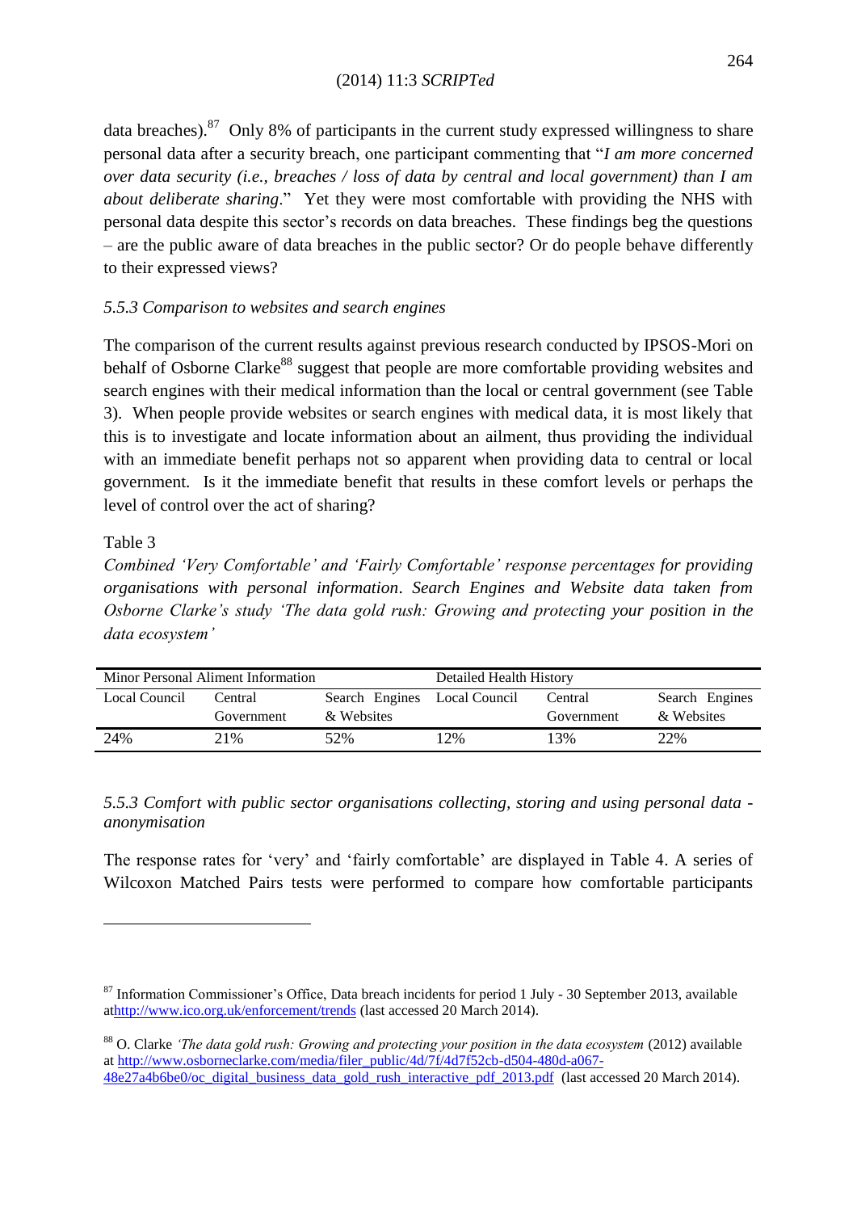data breaches).[87] Only 8% of participants in the current study expressed willingness to share personal data after a security breach, one participant commenting that "*I am more concerned over data security (i.e., breaches / loss of data by central and local government) than I am about deliberate sharing*." Yet they were most comfortable with providing the NHS with personal data despite this sector's records on data breaches. These findings beg the questions – are the public aware of data breaches in the public sector? Or do people behave differently to their expressed views?

### *5.5.3 Comparison to websites and search engines*

The comparison of the current results against previous research conducted by IPSOS-Mori on behalf of Osborne Clarke[88] suggest that people are more comfortable providing websites and search engines with their medical information than the local or central government (see Table 3). When people provide websites or search engines with medical data, it is most likely that this is to investigate and locate information about an ailment, thus providing the individual with an immediate benefit perhaps not so apparent when providing data to central or local government. Is it the immediate benefit that results in these comfort levels or perhaps the level of control over the act of sharing?

Table 3

*Combined 'Very Comfortable' and 'Fairly Comfortable' response percentages for providing organisations with personal information. Search Engines and Website data taken from Osborne Clarke's study 'The data gold rush: Growing and protecting your position in the data ecosystem'*

| Minor Personal Aliment Information | | | Detailed Health History | | |
|---|---|---|---|---|---|
| Local Council | Central Government | Search Engines & Websites | Local Council | Central Government | Search Engines & Websites |
| 24% | 21% | 52% | 12% | 13% | 22% |

### *5.5.3 Comfort with public sector organisations collecting, storing and using personal data - anonymisation*

The response rates for 'very' and 'fairly comfortable' are displayed in Table 4. A series of Wilcoxon Matched Pairs tests were performed to compare how comfortable participants

---

[87] Information Commissioner's Office, Data breach incidents for period 1 July - 30 September 2013, available athttp://www.ico.org.uk/enforcement/trends (last accessed 20 March 2014).

[88] O. Clarke *'The data gold rush: Growing and protecting your position in the data ecosystem* (2012) available at http://www.osborneclarke.com/media/filer_public/4d/7f/4d7f52cb-d504-480d-a067-48e27a4b6be0/oc_digital_business_data_gold_rush_interactive_pdf_2013.pdf (last accessed 20 March 2014).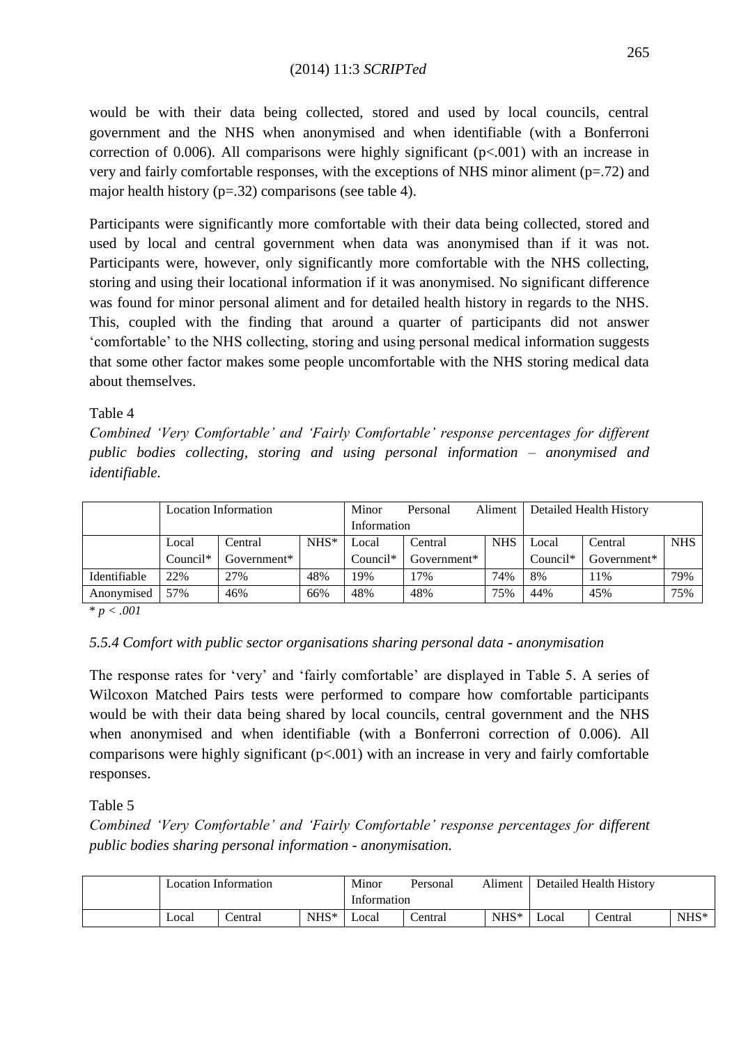would be with their data being collected, stored and used by local councils, central government and the NHS when anonymised and when identifiable (with a Bonferroni correction of 0.006). All comparisons were highly significant ($p<.001$) with an increase in very and fairly comfortable responses, with the exceptions of NHS minor aliment ($p=.72$) and major health history ($p=.32$) comparisons (see table 4).

Participants were significantly more comfortable with their data being collected, stored and used by local and central government when data was anonymised than if it was not. Participants were, however, only significantly more comfortable with the NHS collecting, storing and using their locational information if it was anonymised. No significant difference was found for minor personal aliment and for detailed health history in regards to the NHS. This, coupled with the finding that around a quarter of participants did not answer 'comfortable' to the NHS collecting, storing and using personal medical information suggests that some other factor makes some people uncomfortable with the NHS storing medical data about themselves.

Table 4

*Combined 'Very Comfortable' and 'Fairly Comfortable' response percentages for different public bodies collecting, storing and using personal information – anonymised and identifiable.*

| | Location Information | | | Minor Personal Aliment Information | | | Detailed Health History | | |
|---|---|---|---|---|---|---|---|---|---|
| | Local Council* | Central Government* | NHS* | Local Council* | Central Government* | NHS | Local Council* | Central Government* | NHS |
| Identifiable | 22% | 27% | 48% | 19% | 17% | 74% | 8% | 11% | 79% |
| Anonymised | 57% | 46% | 66% | 48% | 48% | 75% | 44% | 45% | 75% |

* $p < .001$

*5.5.4 Comfort with public sector organisations sharing personal data - anonymisation*

The response rates for 'very' and 'fairly comfortable' are displayed in Table 5. A series of Wilcoxon Matched Pairs tests were performed to compare how comfortable participants would be with their data being shared by local councils, central government and the NHS when anonymised and when identifiable (with a Bonferroni correction of 0.006). All comparisons were highly significant ($p<.001$) with an increase in very and fairly comfortable responses.

Table 5

*Combined 'Very Comfortable' and 'Fairly Comfortable' response percentages for different public bodies sharing personal information - anonymisation.*

| | Location Information | | | Minor Personal Aliment Information | | | Detailed Health History | | |
|---|---|---|---|---|---|---|---|---|---|
| | Local | Central | NHS* | Local | Central | NHS* | Local | Central | NHS* |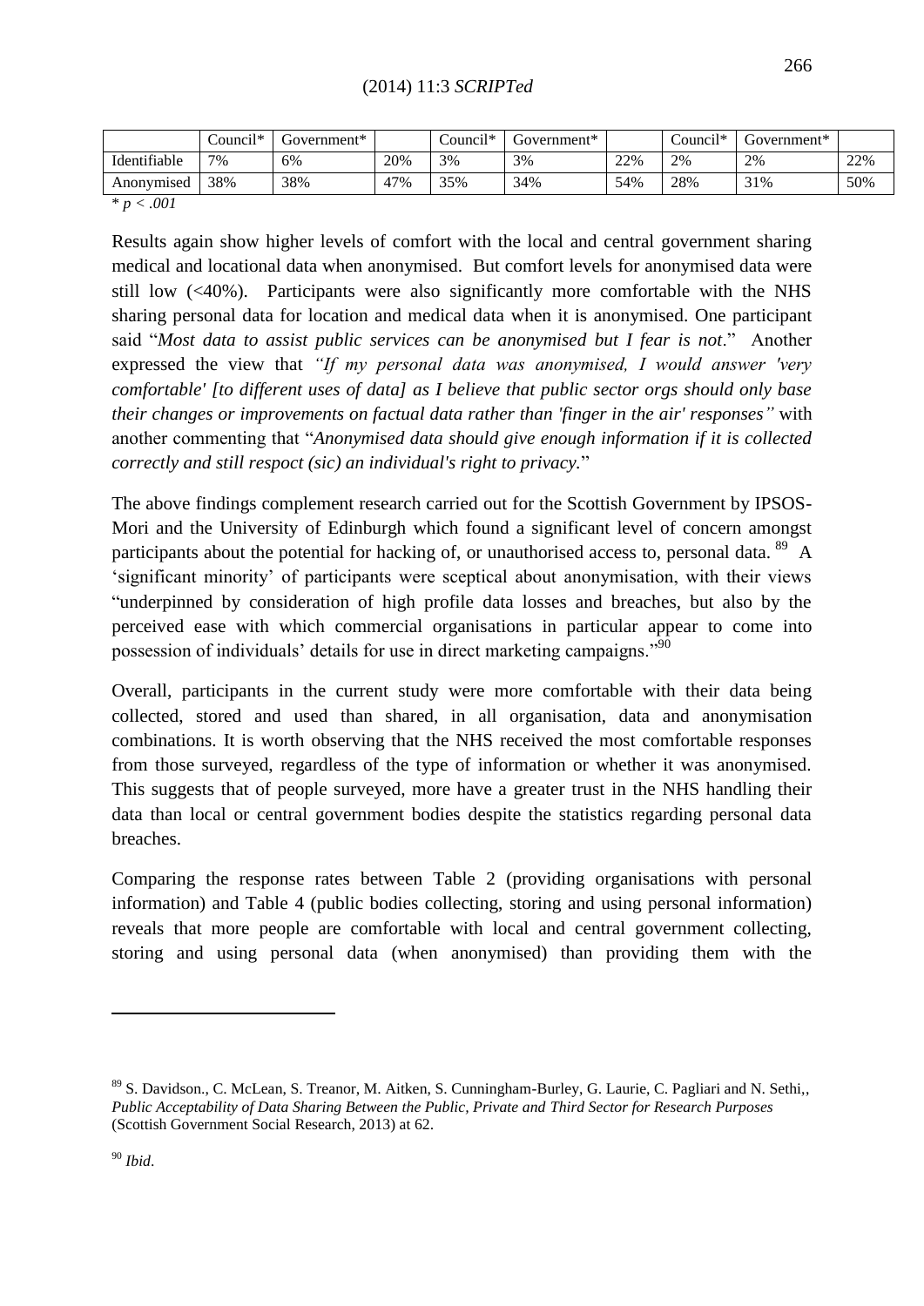| | Council* | Government* | | Council* | Government* | | Council* | Government* | |
|---|---|---|---|---|---|---|---|---|---|
| Identifiable | 7% | 6% | 20% | 3% | 3% | 22% | 2% | 2% | 22% |
| Anonymised | 38% | 38% | 47% | 35% | 34% | 54% | 28% | 31% | 50% |

\* $p < .001$

Results again show higher levels of comfort with the local and central government sharing medical and locational data when anonymised. But comfort levels for anonymised data were still low (<40%). Participants were also significantly more comfortable with the NHS sharing personal data for location and medical data when it is anonymised. One participant said "*Most data to assist public services can be anonymised but I fear is not*." Another expressed the view that *"If my personal data was anonymised, I would answer 'very comfortable' [to different uses of data] as I believe that public sector orgs should only base their changes or improvements on factual data rather than 'finger in the air' responses"* with another commenting that "*Anonymised data should give enough information if it is collected correctly and still respoct (sic) an individual's right to privacy.*"

The above findings complement research carried out for the Scottish Government by IPSOS-Mori and the University of Edinburgh which found a significant level of concern amongst participants about the potential for hacking of, or unauthorised access to, personal data. [89] A 'significant minority' of participants were sceptical about anonymisation, with their views "underpinned by consideration of high profile data losses and breaches, but also by the perceived ease with which commercial organisations in particular appear to come into possession of individuals' details for use in direct marketing campaigns."[90]

Overall, participants in the current study were more comfortable with their data being collected, stored and used than shared, in all organisation, data and anonymisation combinations. It is worth observing that the NHS received the most comfortable responses from those surveyed, regardless of the type of information or whether it was anonymised. This suggests that of people surveyed, more have a greater trust in the NHS handling their data than local or central government bodies despite the statistics regarding personal data breaches.

Comparing the response rates between Table 2 (providing organisations with personal information) and Table 4 (public bodies collecting, storing and using personal information) reveals that more people are comfortable with local and central government collecting, storing and using personal data (when anonymised) than providing them with the

---

[89] S. Davidson., C. McLean, S. Treanor, M. Aitken, S. Cunningham-Burley, G. Laurie, C. Pagliari and N. Sethi,, *Public Acceptability of Data Sharing Between the Public, Private and Third Sector for Research Purposes* (Scottish Government Social Research, 2013) at 62.

[90] *Ibid*.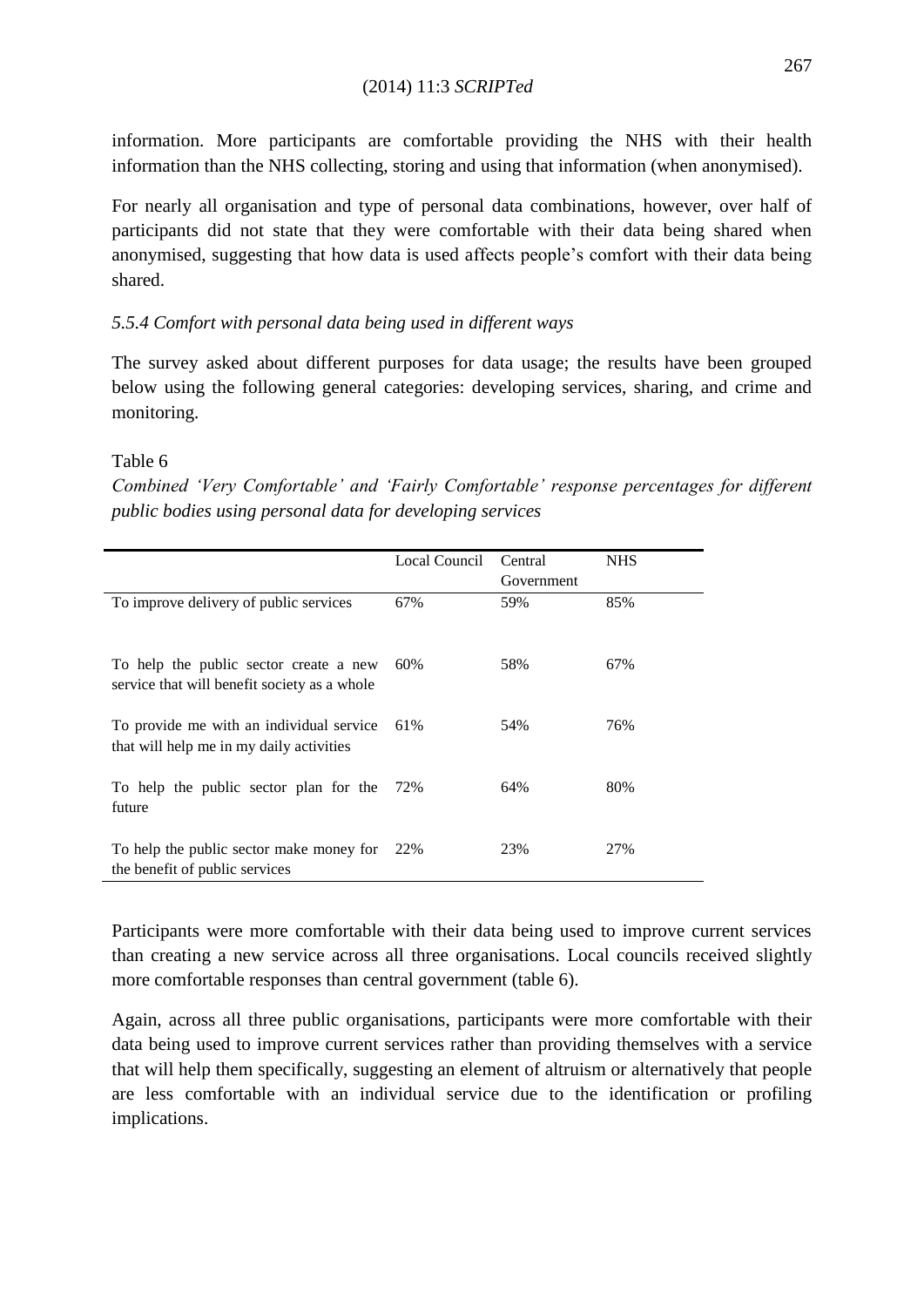information. More participants are comfortable providing the NHS with their health information than the NHS collecting, storing and using that information (when anonymised).

For nearly all organisation and type of personal data combinations, however, over half of participants did not state that they were comfortable with their data being shared when anonymised, suggesting that how data is used affects people's comfort with their data being shared.

#### *5.5.4 Comfort with personal data being used in different ways*

The survey asked about different purposes for data usage; the results have been grouped below using the following general categories: developing services, sharing, and crime and monitoring.

Table 6

*Combined 'Very Comfortable' and 'Fairly Comfortable' response percentages for different public bodies using personal data for developing services*

| | Local Council | Central Government | NHS |
|---|---|---|---|
| To improve delivery of public services | 67% | 59% | 85% |
| To help the public sector create a new service that will benefit society as a whole | 60% | 58% | 67% |
| To provide me with an individual service that will help me in my daily activities | 61% | 54% | 76% |
| To help the public sector plan for the future | 72% | 64% | 80% |
| To help the public sector make money for the benefit of public services | 22% | 23% | 27% |

Participants were more comfortable with their data being used to improve current services than creating a new service across all three organisations. Local councils received slightly more comfortable responses than central government (table 6).

Again, across all three public organisations, participants were more comfortable with their data being used to improve current services rather than providing themselves with a service that will help them specifically, suggesting an element of altruism or alternatively that people are less comfortable with an individual service due to the identification or profiling implications.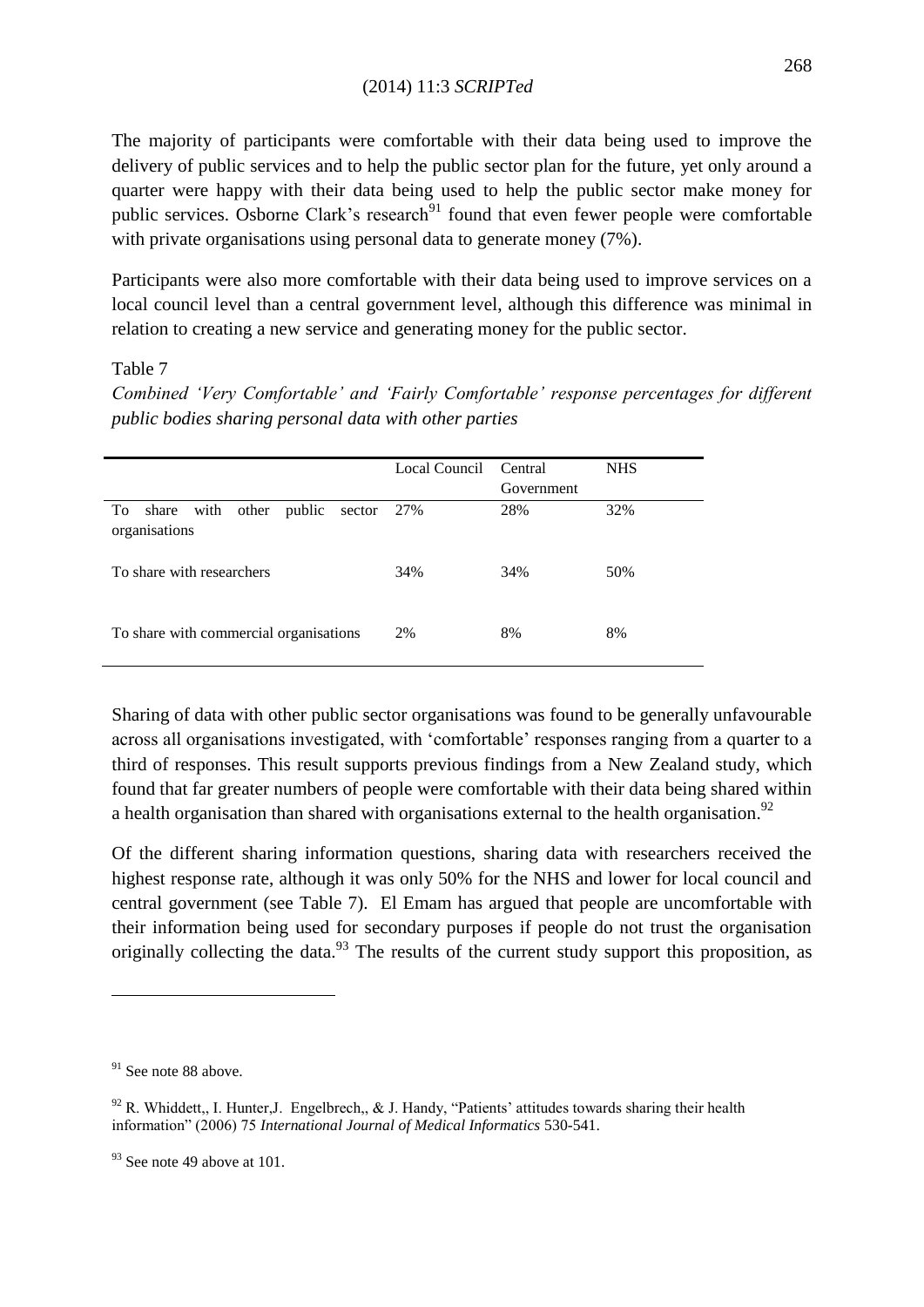The majority of participants were comfortable with their data being used to improve the delivery of public services and to help the public sector plan for the future, yet only around a quarter were happy with their data being used to help the public sector make money for public services. Osborne Clark's research[91] found that even fewer people were comfortable with private organisations using personal data to generate money (7%).

Participants were also more comfortable with their data being used to improve services on a local council level than a central government level, although this difference was minimal in relation to creating a new service and generating money for the public sector.

Table 7

*Combined 'Very Comfortable' and 'Fairly Comfortable' response percentages for different public bodies sharing personal data with other parties*

| | Local Council | Central Government | NHS |
|---|---|---|---|
| To share with other public sector organisations | 27% | 28% | 32% |
| To share with researchers | 34% | 34% | 50% |
| To share with commercial organisations | 2% | 8% | 8% |

Sharing of data with other public sector organisations was found to be generally unfavourable across all organisations investigated, with 'comfortable' responses ranging from a quarter to a third of responses. This result supports previous findings from a New Zealand study, which found that far greater numbers of people were comfortable with their data being shared within a health organisation than shared with organisations external to the health organisation.[92]

Of the different sharing information questions, sharing data with researchers received the highest response rate, although it was only 50% for the NHS and lower for local council and central government (see Table 7). El Emam has argued that people are uncomfortable with their information being used for secondary purposes if people do not trust the organisation originally collecting the data.[93] The results of the current study support this proposition, as

---

[91] See note 88 above.

[92] R. Whiddett,, I. Hunter,J. Engelbrech,, & J. Handy, "Patients' attitudes towards sharing their health information" (2006) 75 *International Journal of Medical Informatics* 530-541.

[93] See note 49 above at 101.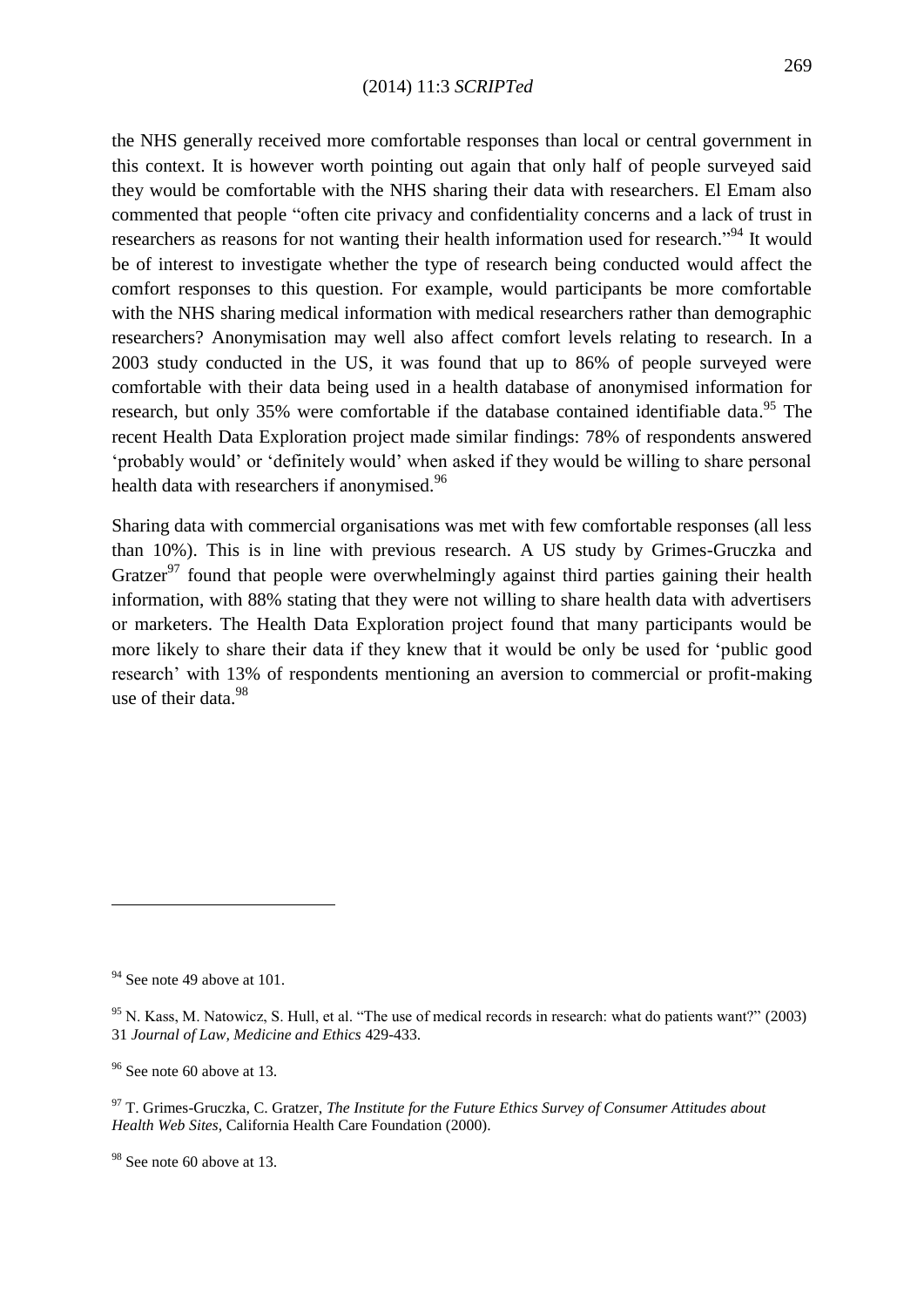the NHS generally received more comfortable responses than local or central government in this context. It is however worth pointing out again that only half of people surveyed said they would be comfortable with the NHS sharing their data with researchers. El Emam also commented that people "often cite privacy and confidentiality concerns and a lack of trust in researchers as reasons for not wanting their health information used for research."[94] It would be of interest to investigate whether the type of research being conducted would affect the comfort responses to this question. For example, would participants be more comfortable with the NHS sharing medical information with medical researchers rather than demographic researchers? Anonymisation may well also affect comfort levels relating to research. In a 2003 study conducted in the US, it was found that up to 86% of people surveyed were comfortable with their data being used in a health database of anonymised information for research, but only 35% were comfortable if the database contained identifiable data.[95] The recent Health Data Exploration project made similar findings: 78% of respondents answered 'probably would' or 'definitely would' when asked if they would be willing to share personal health data with researchers if anonymised.[96]

Sharing data with commercial organisations was met with few comfortable responses (all less than 10%). This is in line with previous research. A US study by Grimes-Gruczka and Gratzer[97] found that people were overwhelmingly against third parties gaining their health information, with 88% stating that they were not willing to share health data with advertisers or marketers. The Health Data Exploration project found that many participants would be more likely to share their data if they knew that it would be only be used for 'public good research' with 13% of respondents mentioning an aversion to commercial or profit-making use of their data.[98]

---

[94] See note 49 above at 101.

[95] N. Kass, M. Natowicz, S. Hull, et al. "The use of medical records in research: what do patients want?" (2003) 31 *Journal of Law, Medicine and Ethics* 429-433.

[96] See note 60 above at 13.

[97] T. Grimes-Gruczka, C. Gratzer, *The Institute for the Future Ethics Survey of Consumer Attitudes about Health Web Sites*, California Health Care Foundation (2000).

[98] See note 60 above at 13.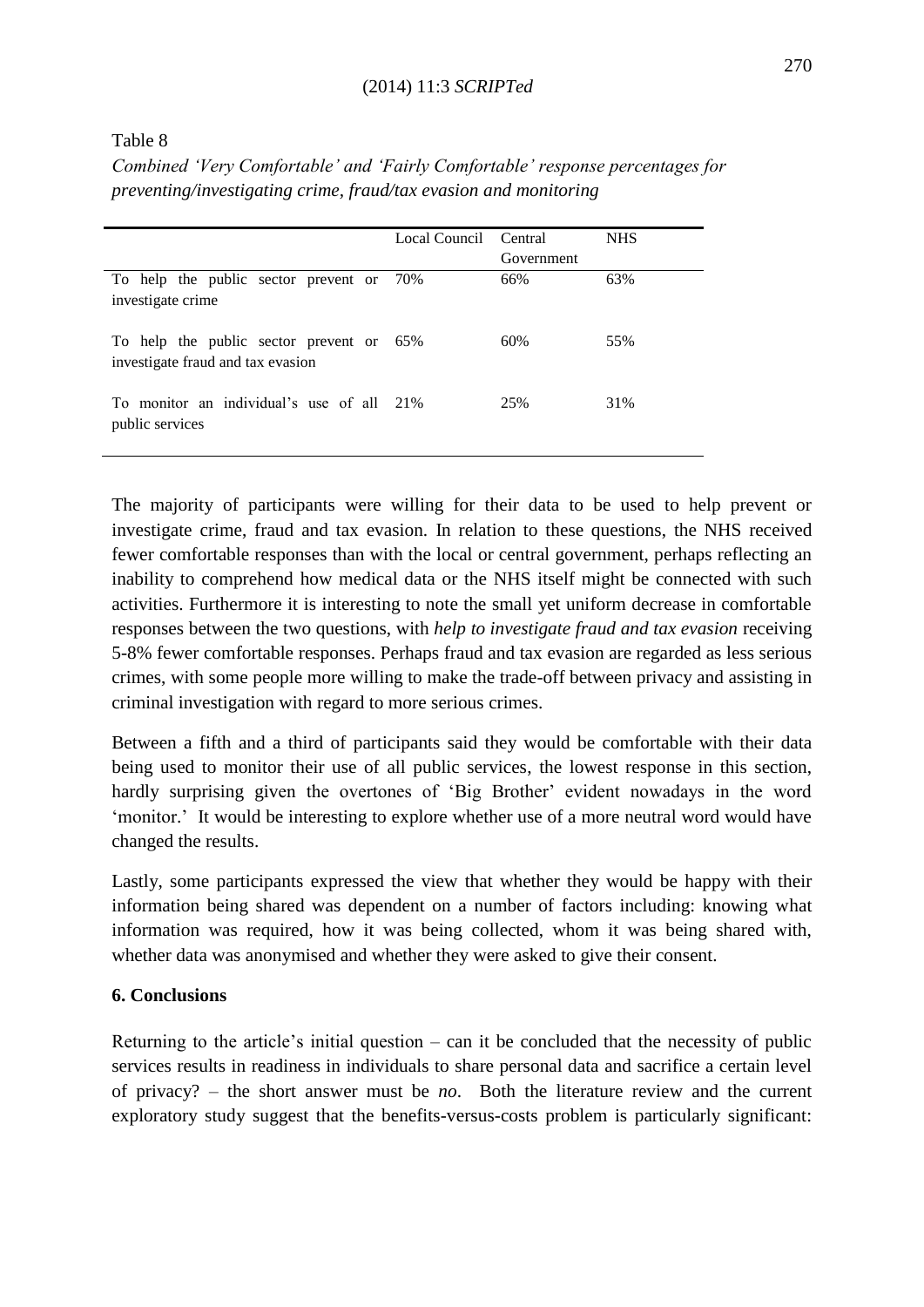Table 8

*Combined 'Very Comfortable' and 'Fairly Comfortable' response percentages for preventing/investigating crime, fraud/tax evasion and monitoring*

| | Local Council | Central Government | NHS |
|---|---|---|---|
| To help the public sector prevent or investigate crime | 70% | 66% | 63% |
| To help the public sector prevent or investigate fraud and tax evasion | 65% | 60% | 55% |
| To monitor an individual's use of all public services | 21% | 25% | 31% |

The majority of participants were willing for their data to be used to help prevent or investigate crime, fraud and tax evasion. In relation to these questions, the NHS received fewer comfortable responses than with the local or central government, perhaps reflecting an inability to comprehend how medical data or the NHS itself might be connected with such activities. Furthermore it is interesting to note the small yet uniform decrease in comfortable responses between the two questions, with *help to investigate fraud and tax evasion* receiving 5-8% fewer comfortable responses. Perhaps fraud and tax evasion are regarded as less serious crimes, with some people more willing to make the trade-off between privacy and assisting in criminal investigation with regard to more serious crimes.

Between a fifth and a third of participants said they would be comfortable with their data being used to monitor their use of all public services, the lowest response in this section, hardly surprising given the overtones of 'Big Brother' evident nowadays in the word 'monitor.' It would be interesting to explore whether use of a more neutral word would have changed the results.

Lastly, some participants expressed the view that whether they would be happy with their information being shared was dependent on a number of factors including: knowing what information was required, how it was being collected, whom it was being shared with, whether data was anonymised and whether they were asked to give their consent.

## 6. Conclusions

Returning to the article's initial question – can it be concluded that the necessity of public services results in readiness in individuals to share personal data and sacrifice a certain level of privacy? – the short answer must be *no*. Both the literature review and the current exploratory study suggest that the benefits-versus-costs problem is particularly significant: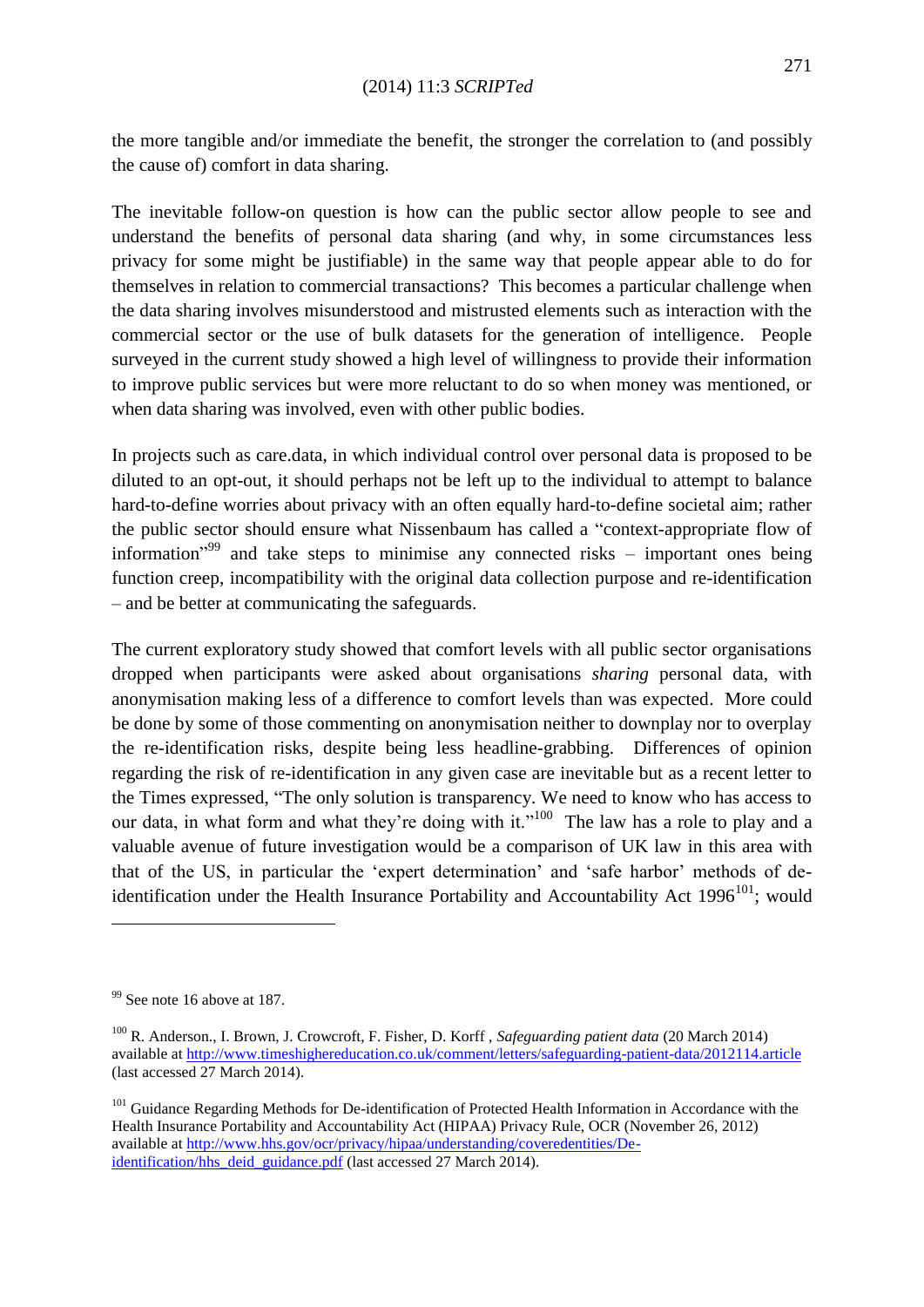the more tangible and/or immediate the benefit, the stronger the correlation to (and possibly the cause of) comfort in data sharing.

The inevitable follow-on question is how can the public sector allow people to see and understand the benefits of personal data sharing (and why, in some circumstances less privacy for some might be justifiable) in the same way that people appear able to do for themselves in relation to commercial transactions? This becomes a particular challenge when the data sharing involves misunderstood and mistrusted elements such as interaction with the commercial sector or the use of bulk datasets for the generation of intelligence. People surveyed in the current study showed a high level of willingness to provide their information to improve public services but were more reluctant to do so when money was mentioned, or when data sharing was involved, even with other public bodies.

In projects such as care.data, in which individual control over personal data is proposed to be diluted to an opt-out, it should perhaps not be left up to the individual to attempt to balance hard-to-define worries about privacy with an often equally hard-to-define societal aim; rather the public sector should ensure what Nissenbaum has called a "context-appropriate flow of information"[99] and take steps to minimise any connected risks – important ones being function creep, incompatibility with the original data collection purpose and re-identification – and be better at communicating the safeguards.

The current exploratory study showed that comfort levels with all public sector organisations dropped when participants were asked about organisations *sharing* personal data, with anonymisation making less of a difference to comfort levels than was expected. More could be done by some of those commenting on anonymisation neither to downplay nor to overplay the re-identification risks, despite being less headline-grabbing. Differences of opinion regarding the risk of re-identification in any given case are inevitable but as a recent letter to the Times expressed, "The only solution is transparency. We need to know who has access to our data, in what form and what they're doing with it."[100] The law has a role to play and a valuable avenue of future investigation would be a comparison of UK law in this area with that of the US, in particular the 'expert determination' and 'safe harbor' methods of de-identification under the Health Insurance Portability and Accountability Act 1996[101]; would

---

[99] See note 16 above at 187.

[100] R. Anderson., I. Brown, J. Crowcroft, F. Fisher, D. Korff , *Safeguarding patient data* (20 March 2014) available at http://www.timeshighereducation.co.uk/comment/letters/safeguarding-patient-data/2012114.article (last accessed 27 March 2014).

[101] Guidance Regarding Methods for De-identification of Protected Health Information in Accordance with the Health Insurance Portability and Accountability Act (HIPAA) Privacy Rule, OCR (November 26, 2012) available at http://www.hhs.gov/ocr/privacy/hipaa/understanding/coveredentities/De-identification/hhs_deid_guidance.pdf (last accessed 27 March 2014).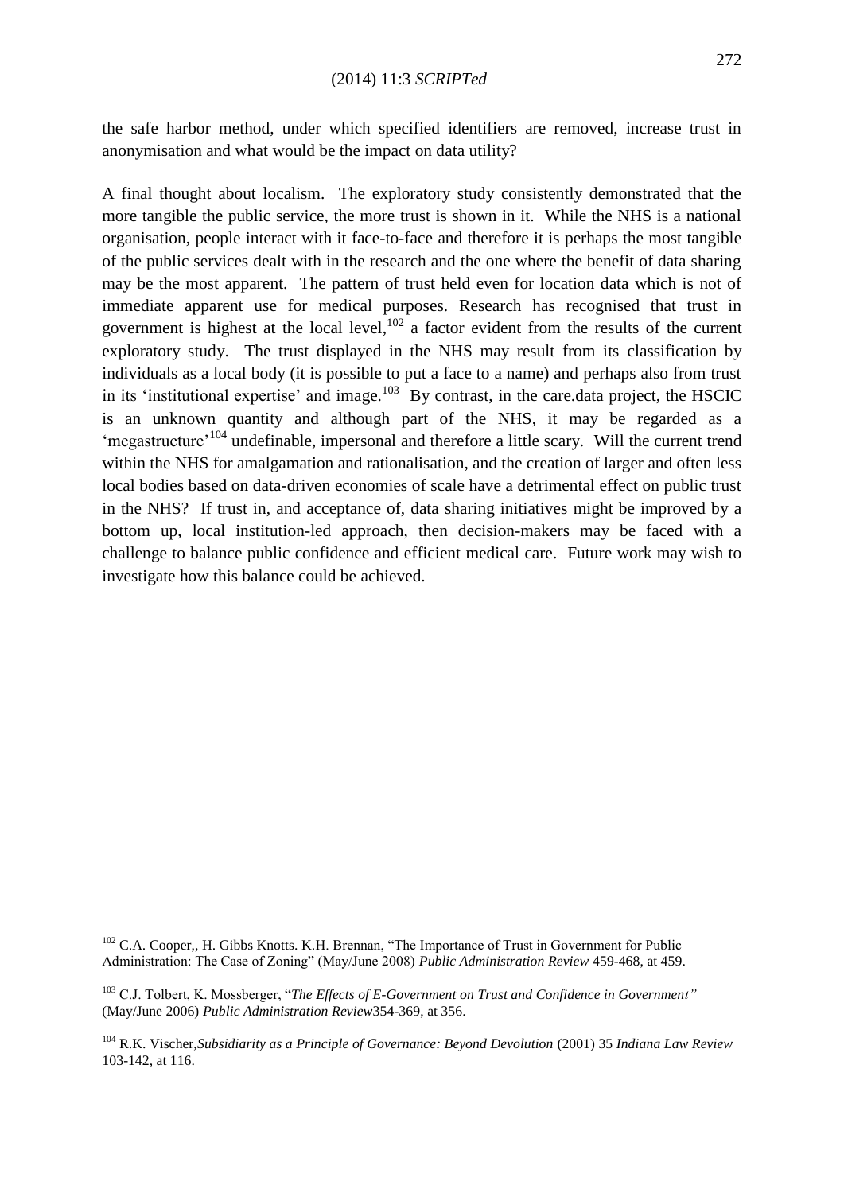the safe harbor method, under which specified identifiers are removed, increase trust in anonymisation and what would be the impact on data utility?

A final thought about localism. The exploratory study consistently demonstrated that the more tangible the public service, the more trust is shown in it. While the NHS is a national organisation, people interact with it face-to-face and therefore it is perhaps the most tangible of the public services dealt with in the research and the one where the benefit of data sharing may be the most apparent. The pattern of trust held even for location data which is not of immediate apparent use for medical purposes. Research has recognised that trust in government is highest at the local level,[102] a factor evident from the results of the current exploratory study. The trust displayed in the NHS may result from its classification by individuals as a local body (it is possible to put a face to a name) and perhaps also from trust in its 'institutional expertise' and image.[103] By contrast, in the care.data project, the HSCIC is an unknown quantity and although part of the NHS, it may be regarded as a 'megastructure'[104] undefinable, impersonal and therefore a little scary. Will the current trend within the NHS for amalgamation and rationalisation, and the creation of larger and often less local bodies based on data-driven economies of scale have a detrimental effect on public trust in the NHS? If trust in, and acceptance of, data sharing initiatives might be improved by a bottom up, local institution-led approach, then decision-makers may be faced with a challenge to balance public confidence and efficient medical care. Future work may wish to investigate how this balance could be achieved.

---

[102] C.A. Cooper,, H. Gibbs Knotts. K.H. Brennan, "The Importance of Trust in Government for Public Administration: The Case of Zoning" (May/June 2008) *Public Administration Review* 459-468, at 459.

[103] C.J. Tolbert, K. Mossberger, "*The Effects of E-Government on Trust and Confidence in Government"* (May/June 2006) *Public Administration Review*354-369, at 356.

[104] R.K. Vischer,*Subsidiarity as a Principle of Governance: Beyond Devolution* (2001) 35 *Indiana Law Review* 103-142, at 116.